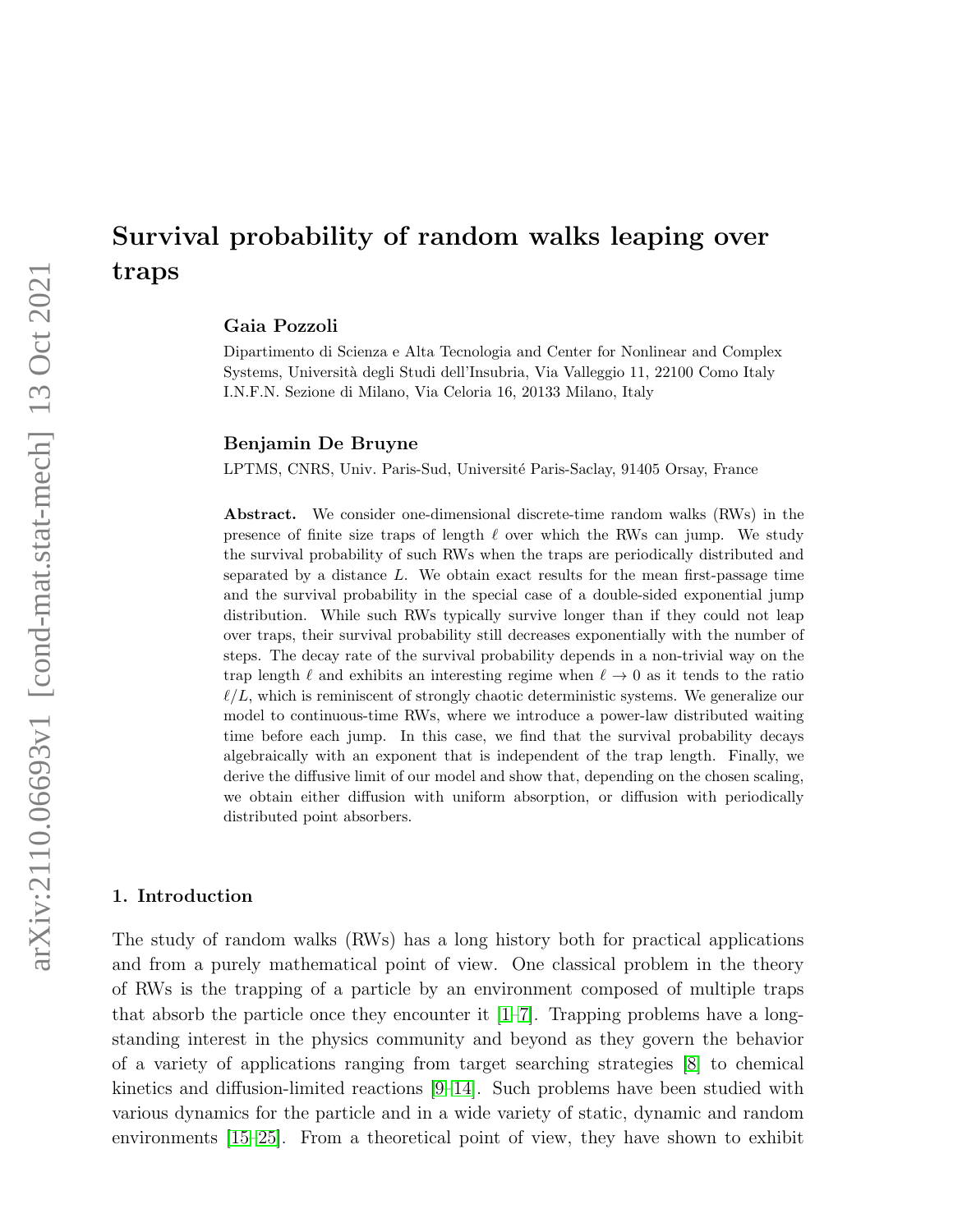# Survival probability of random walks leaping over traps

**Gaia Pozzoli**

Dipartimento di Scienza e Alta Tecnologia and Center for Nonlinear and Complex Systems, Università degli Studi dell'Insubria, Via Valleggio 11, 22100 Como Italy
I.N.F.N. Sezione di Milano, Via Celoria 16, 20133 Milano, Italy

**Benjamin De Bruyne**

LPTMS, CNRS, Univ. Paris-Sud, Université Paris-Saclay, 91405 Orsay, France

**Abstract.** We consider one-dimensional discrete-time random walks (RWs) in the presence of finite size traps of length $\ell$ over which the RWs can jump. We study the survival probability of such RWs when the traps are periodically distributed and separated by a distance $L$. We obtain exact results for the mean first-passage time and the survival probability in the special case of a double-sided exponential jump distribution. While such RWs typically survive longer than if they could not leap over traps, their survival probability still decreases exponentially with the number of steps. The decay rate of the survival probability depends in a non-trivial way on the trap length $\ell$ and exhibits an interesting regime when $\ell \to 0$ as it tends to the ratio $\ell/L$, which is reminiscent of strongly chaotic deterministic systems. We generalize our model to continuous-time RWs, where we introduce a power-law distributed waiting time before each jump. In this case, we find that the survival probability decays algebraically with an exponent that is independent of the trap length. Finally, we derive the diffusive limit of our model and show that, depending on the chosen scaling, we obtain either diffusion with uniform absorption, or diffusion with periodically distributed point absorbers.

## 1. Introduction

The study of random walks (RWs) has a long history both for practical applications and from a purely mathematical point of view. One classical problem in the theory of RWs is the trapping of a particle by an environment composed of multiple traps that absorb the particle once they encounter it [1–7]. Trapping problems have a long-standing interest in the physics community and beyond as they govern the behavior of a variety of applications ranging from target searching strategies [8] to chemical kinetics and diffusion-limited reactions [9–14]. Such problems have been studied with various dynamics for the particle and in a wide variety of static, dynamic and random environments [15–25]. From a theoretical point of view, they have shown to exhibit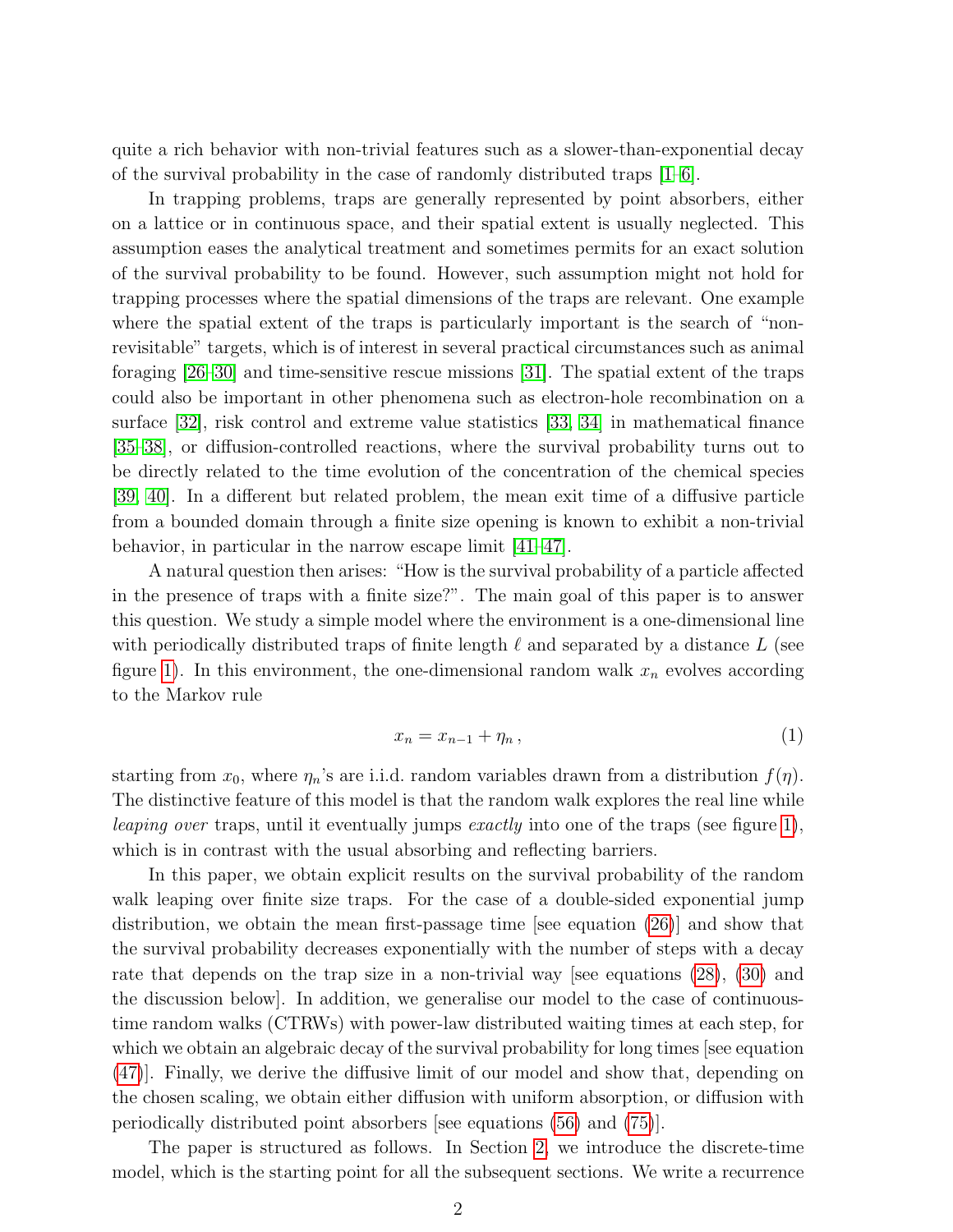quite a rich behavior with non-trivial features such as a slower-than-exponential decay of the survival probability in the case of randomly distributed traps [1–6].

In trapping problems, traps are generally represented by point absorbers, either on a lattice or in continuous space, and their spatial extent is usually neglected. This assumption eases the analytical treatment and sometimes permits for an exact solution of the survival probability to be found. However, such assumption might not hold for trapping processes where the spatial dimensions of the traps are relevant. One example where the spatial extent of the traps is particularly important is the search of "non-revisitable" targets, which is of interest in several practical circumstances such as animal foraging [26–30] and time-sensitive rescue missions [31]. The spatial extent of the traps could also be important in other phenomena such as electron-hole recombination on a surface [32], risk control and extreme value statistics [33, 34] in mathematical finance [35–38], or diffusion-controlled reactions, where the survival probability turns out to be directly related to the time evolution of the concentration of the chemical species [39, 40]. In a different but related problem, the mean exit time of a diffusive particle from a bounded domain through a finite size opening is known to exhibit a non-trivial behavior, in particular in the narrow escape limit [41–47].

A natural question then arises: "How is the survival probability of a particle affected in the presence of traps with a finite size?". The main goal of this paper is to answer this question. We study a simple model where the environment is a one-dimensional line with periodically distributed traps of finite length $\ell$ and separated by a distance $L$ (see figure 1). In this environment, the one-dimensional random walk $x_n$ evolves according to the Markov rule

$$x_n = x_{n-1} + \eta_n \,, \tag{1}$$

starting from $x_0$, where $\eta_n$'s are i.i.d. random variables drawn from a distribution $f(\eta)$. The distinctive feature of this model is that the random walk explores the real line while *leaping over* traps, until it eventually jumps *exactly* into one of the traps (see figure 1), which is in contrast with the usual absorbing and reflecting barriers.

In this paper, we obtain explicit results on the survival probability of the random walk leaping over finite size traps. For the case of a double-sided exponential jump distribution, we obtain the mean first-passage time [see equation (26)] and show that the survival probability decreases exponentially with the number of steps with a decay rate that depends on the trap size in a non-trivial way [see equations (28), (30) and the discussion below]. In addition, we generalise our model to the case of continuous-time random walks (CTRWs) with power-law distributed waiting times at each step, for which we obtain an algebraic decay of the survival probability for long times [see equation (47)]. Finally, we derive the diffusive limit of our model and show that, depending on the chosen scaling, we obtain either diffusion with uniform absorption, or diffusion with periodically distributed point absorbers [see equations (56) and (75)].

The paper is structured as follows. In Section 2, we introduce the discrete-time model, which is the starting point for all the subsequent sections. We write a recurrence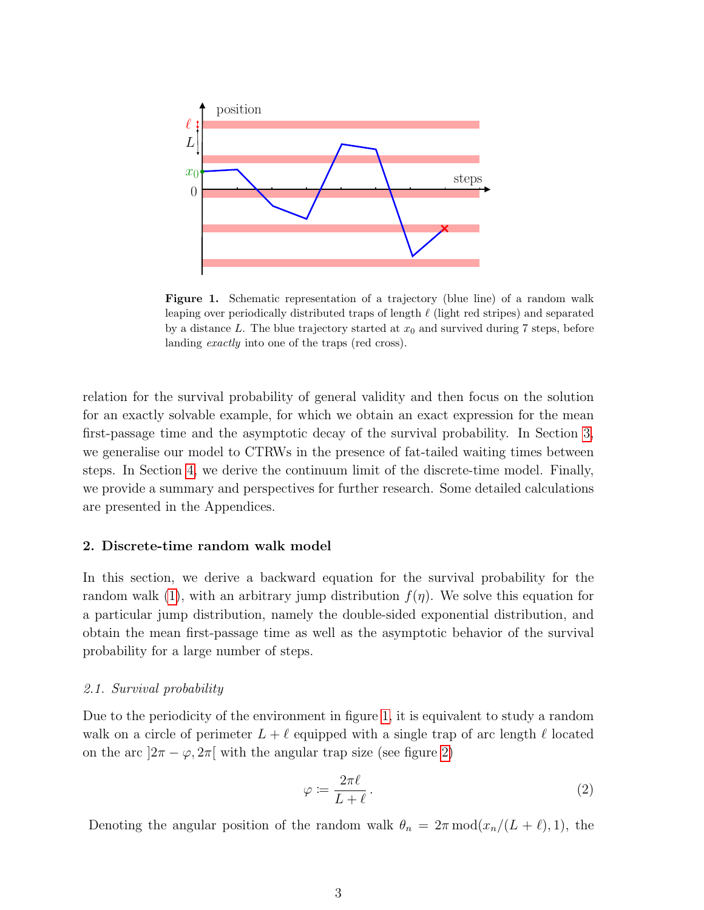position

steps

$\ell$

$L$

$x_0$

0

**Figure 1.** Schematic representation of a trajectory (blue line) of a random walk leaping over periodically distributed traps of length $\ell$ (light red stripes) and separated by a distance $L$. The blue trajectory started at $x_0$ and survived during 7 steps, before landing *exactly* into one of the traps (red cross).

relation for the survival probability of general validity and then focus on the solution for an exactly solvable example, for which we obtain an exact expression for the mean first-passage time and the asymptotic decay of the survival probability. In Section 3, we generalise our model to CTRWs in the presence of fat-tailed waiting times between steps. In Section 4, we derive the continuum limit of the discrete-time model. Finally, we provide a summary and perspectives for further research. Some detailed calculations are presented in the Appendices.

## 2. Discrete-time random walk model

In this section, we derive a backward equation for the survival probability for the random walk (1), with an arbitrary jump distribution $f(\eta)$. We solve this equation for a particular jump distribution, namely the double-sided exponential distribution, and obtain the mean first-passage time as well as the asymptotic behavior of the survival probability for a large number of steps.

### *2.1. Survival probability*

Due to the periodicity of the environment in figure 1, it is equivalent to study a random walk on a circle of perimeter $L + \ell$ equipped with a single trap of arc length $\ell$ located on the arc $]2\pi - \varphi, 2\pi[$ with the angular trap size (see figure 2)

$$\varphi \coloneqq \frac{2\pi\ell}{L + \ell}\,. \tag{2}$$

Denoting the angular position of the random walk $\theta_n = 2\pi \,\mathrm{mod}(x_n/(L + \ell), 1)$, the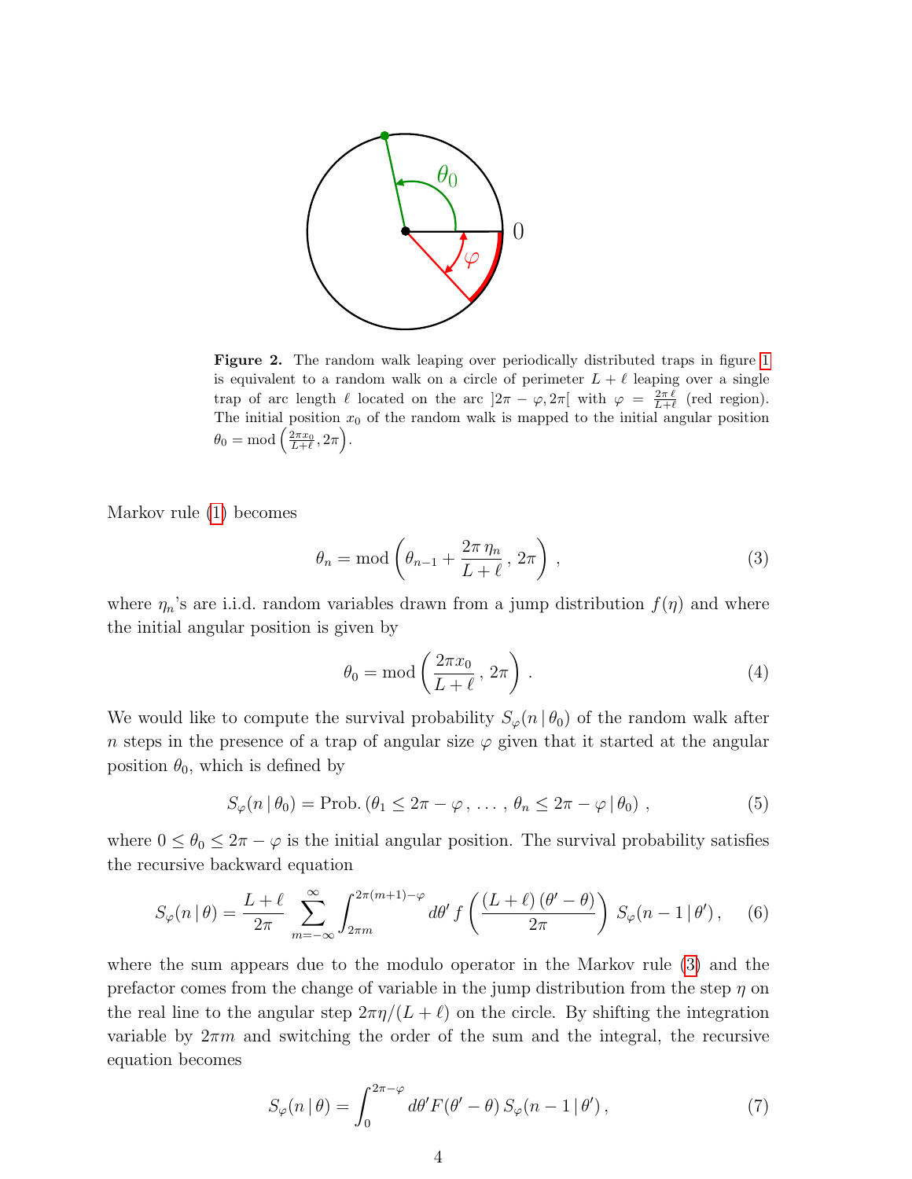**Figure 2.** The random walk leaping over periodically distributed traps in figure 1 is equivalent to a random walk on a circle of perimeter $L+\ell$ leaping over a single trap of arc length $\ell$ located on the arc $]2\pi-\varphi, 2\pi[$ with $\varphi = \frac{2\pi\,\ell}{L+\ell}$ (red region). The initial position $x_0$ of the random walk is mapped to the initial angular position $\theta_0 = \mathrm{mod}\left(\frac{2\pi x_0}{L+\ell}, 2\pi\right)$.

Markov rule (1) becomes

$$\theta_n = \mathrm{mod}\left(\theta_{n-1} + \frac{2\pi\,\eta_n}{L+\ell}\,,\,2\pi\right)\,, \tag{3}$$

where $\eta_n$'s are i.i.d. random variables drawn from a jump distribution $f(\eta)$ and where the initial angular position is given by

$$\theta_0 = \mathrm{mod}\left(\frac{2\pi x_0}{L+\ell}\,,\,2\pi\right)\,. \tag{4}$$

We would like to compute the survival probability $S_\varphi(n\,|\,\theta_0)$ of the random walk after $n$ steps in the presence of a trap of angular size $\varphi$ given that it started at the angular position $\theta_0$, which is defined by

$$S_\varphi(n\,|\,\theta_0) = \mathrm{Prob.}\left(\theta_1 \le 2\pi-\varphi\,,\,\ldots\,,\,\theta_n \le 2\pi-\varphi\,|\,\theta_0\right)\,, \tag{5}$$

where $0 \le \theta_0 \le 2\pi - \varphi$ is the initial angular position. The survival probability satisfies the recursive backward equation

$$S_\varphi(n\,|\,\theta) = \frac{L+\ell}{2\pi}\sum_{m=-\infty}^{\infty}\int_{2\pi m}^{2\pi(m+1)-\varphi} d\theta'\, f\left(\frac{(L+\ell)\,(\theta'-\theta)}{2\pi}\right)\, S_\varphi(n-1\,|\,\theta')\,, \tag{6}$$

where the sum appears due to the modulo operator in the Markov rule (3) and the prefactor comes from the change of variable in the jump distribution from the step $\eta$ on the real line to the angular step $2\pi\eta/(L+\ell)$ on the circle. By shifting the integration variable by $2\pi m$ and switching the order of the sum and the integral, the recursive equation becomes

$$S_\varphi(n\,|\,\theta) = \int_0^{2\pi-\varphi} d\theta' F(\theta'-\theta)\, S_\varphi(n-1\,|\,\theta')\,, \tag{7}$$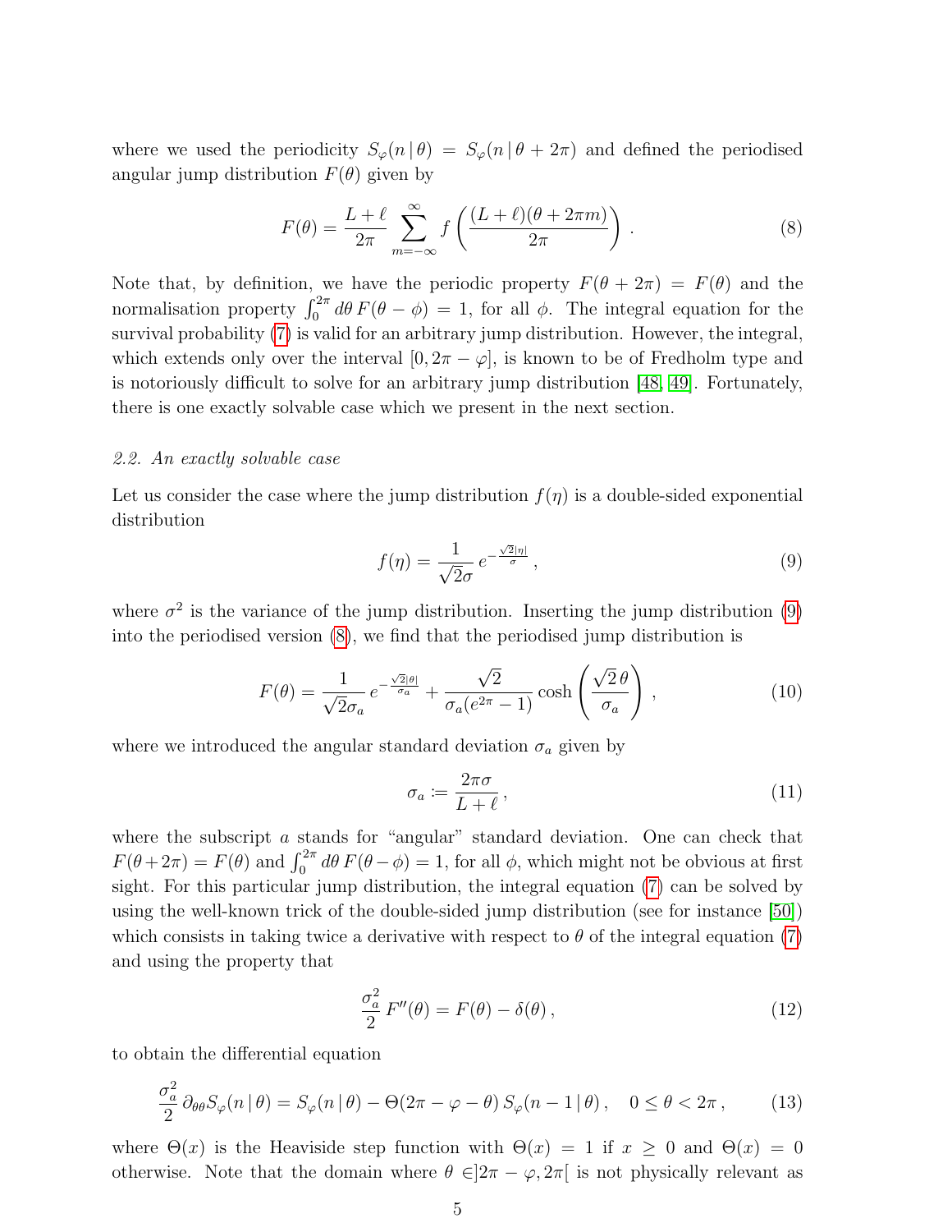where we used the periodicity $S_\varphi(n\,|\,\theta) = S_\varphi(n\,|\,\theta + 2\pi)$ and defined the periodised angular jump distribution $F(\theta)$ given by

$$F(\theta) = \frac{L+\ell}{2\pi} \sum_{m=-\infty}^{\infty} f\left(\frac{(L+\ell)(\theta + 2\pi m)}{2\pi}\right) . \tag{8}$$

Note that, by definition, we have the periodic property $F(\theta + 2\pi) = F(\theta)$ and the normalisation property $\int_0^{2\pi} d\theta\, F(\theta - \phi) = 1$, for all $\phi$. The integral equation for the survival probability (7) is valid for an arbitrary jump distribution. However, the integral, which extends only over the interval $[0, 2\pi - \varphi]$, is known to be of Fredholm type and is notoriously difficult to solve for an arbitrary jump distribution [48, 49]. Fortunately, there is one exactly solvable case which we present in the next section.

### 2.2. An exactly solvable case

Let us consider the case where the jump distribution $f(\eta)$ is a double-sided exponential distribution

$$f(\eta) = \frac{1}{\sqrt{2}\sigma}\, e^{-\frac{\sqrt{2}|\eta|}{\sigma}} , \tag{9}$$

where $\sigma^2$ is the variance of the jump distribution. Inserting the jump distribution (9) into the periodised version (8), we find that the periodised jump distribution is

$$F(\theta) = \frac{1}{\sqrt{2}\sigma_a}\, e^{-\frac{\sqrt{2}|\theta|}{\sigma_a}} + \frac{\sqrt{2}}{\sigma_a(e^{2\pi} - 1)} \cosh\left(\frac{\sqrt{2}\,\theta}{\sigma_a}\right) , \tag{10}$$

where we introduced the angular standard deviation $\sigma_a$ given by

$$\sigma_a \coloneqq \frac{2\pi\sigma}{L+\ell} , \tag{11}$$

where the subscript $a$ stands for "angular" standard deviation. One can check that $F(\theta + 2\pi) = F(\theta)$ and $\int_0^{2\pi} d\theta\, F(\theta - \phi) = 1$, for all $\phi$, which might not be obvious at first sight. For this particular jump distribution, the integral equation (7) can be solved by using the well-known trick of the double-sided jump distribution (see for instance [50]) which consists in taking twice a derivative with respect to $\theta$ of the integral equation (7) and using the property that

$$\frac{\sigma_a^2}{2}\, F''(\theta) = F(\theta) - \delta(\theta) , \tag{12}$$

to obtain the differential equation

$$\frac{\sigma_a^2}{2}\, \partial_{\theta\theta} S_\varphi(n\,|\,\theta) = S_\varphi(n\,|\,\theta) - \Theta(2\pi - \varphi - \theta)\, S_\varphi(n-1\,|\,\theta) , \quad 0 \le \theta < 2\pi , \tag{13}$$

where $\Theta(x)$ is the Heaviside step function with $\Theta(x) = 1$ if $x \ge 0$ and $\Theta(x) = 0$ otherwise. Note that the domain where $\theta \in ]2\pi - \varphi, 2\pi[$ is not physically relevant as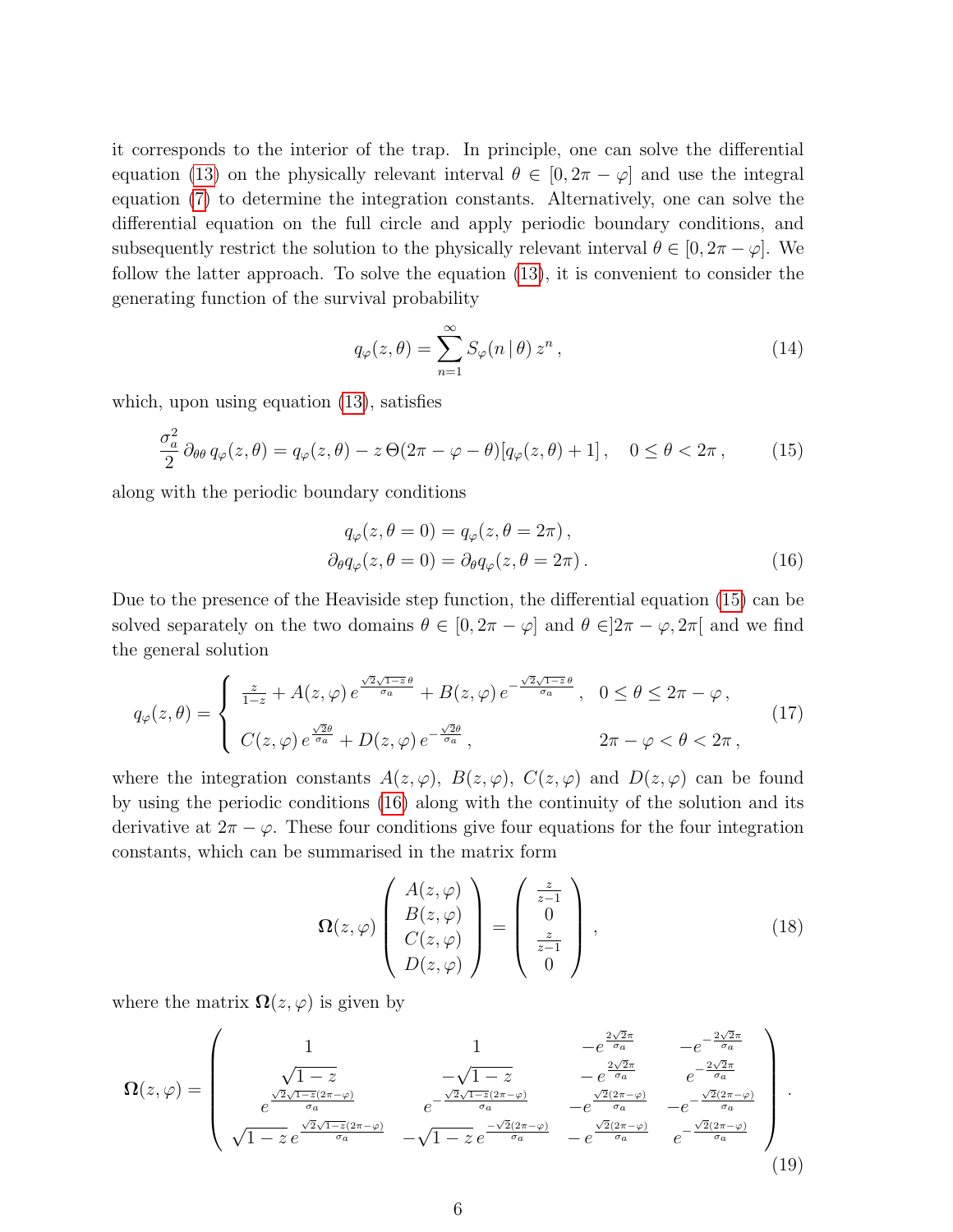it corresponds to the interior of the trap. In principle, one can solve the differential equation (13) on the physically relevant interval $\theta \in [0, 2\pi - \varphi]$ and use the integral equation (7) to determine the integration constants. Alternatively, one can solve the differential equation on the full circle and apply periodic boundary conditions, and subsequently restrict the solution to the physically relevant interval $\theta \in [0, 2\pi - \varphi]$. We follow the latter approach. To solve the equation (13), it is convenient to consider the generating function of the survival probability

$$q_\varphi(z, \theta) = \sum_{n=1}^{\infty} S_\varphi(n \,|\, \theta)\, z^n\,, \tag{14}$$

which, upon using equation (13), satisfies

$$\frac{\sigma_a^2}{2}\, \partial_{\theta\theta}\, q_\varphi(z, \theta) = q_\varphi(z, \theta) - z\, \Theta(2\pi - \varphi - \theta)[q_\varphi(z, \theta) + 1]\,, \quad 0 \leq \theta < 2\pi\,, \tag{15}$$

along with the periodic boundary conditions

$$\begin{aligned} q_\varphi(z, \theta = 0) &= q_\varphi(z, \theta = 2\pi)\,, \\ \partial_\theta q_\varphi(z, \theta = 0) &= \partial_\theta q_\varphi(z, \theta = 2\pi)\,. \end{aligned} \tag{16}$$

Due to the presence of the Heaviside step function, the differential equation (15) can be solved separately on the two domains $\theta \in [0, 2\pi - \varphi]$ and $\theta \in ]2\pi - \varphi, 2\pi[$ and we find the general solution

$$q_\varphi(z, \theta) = \begin{cases} \frac{z}{1-z} + A(z, \varphi)\, e^{\frac{\sqrt{2}\sqrt{1-z}\,\theta}{\sigma_a}} + B(z, \varphi)\, e^{-\frac{\sqrt{2}\sqrt{1-z}\,\theta}{\sigma_a}}\,, & 0 \leq \theta \leq 2\pi - \varphi\,, \\[2ex] C(z, \varphi)\, e^{\frac{\sqrt{2}\theta}{\sigma_a}} + D(z, \varphi)\, e^{-\frac{\sqrt{2}\theta}{\sigma_a}}\,, & 2\pi - \varphi < \theta < 2\pi\,, \end{cases} \tag{17}$$

where the integration constants $A(z, \varphi)$, $B(z, \varphi)$, $C(z, \varphi)$ and $D(z, \varphi)$ can be found by using the periodic conditions (16) along with the continuity of the solution and its derivative at $2\pi - \varphi$. These four conditions give four equations for the four integration constants, which can be summarised in the matrix form

$$\mathbf{\Omega}(z, \varphi) \begin{pmatrix} A(z, \varphi) \\ B(z, \varphi) \\ C(z, \varphi) \\ D(z, \varphi) \end{pmatrix} = \begin{pmatrix} \frac{z}{z-1} \\ 0 \\ \frac{z}{z-1} \\ 0 \end{pmatrix}\,, \tag{18}$$

where the matrix $\mathbf{\Omega}(z, \varphi)$ is given by

$$\mathbf{\Omega}(z, \varphi) = \begin{pmatrix} 1 & 1 & -e^{\frac{2\sqrt{2}\pi}{\sigma_a}} & -e^{-\frac{2\sqrt{2}\pi}{\sigma_a}} \\ \sqrt{1-z} & -\sqrt{1-z} & -e^{\frac{2\sqrt{2}\pi}{\sigma_a}} & e^{-\frac{2\sqrt{2}\pi}{\sigma_a}} \\ e^{\frac{\sqrt{2}\sqrt{1-z}(2\pi-\varphi)}{\sigma_a}} & e^{-\frac{\sqrt{2}\sqrt{1-z}(2\pi-\varphi)}{\sigma_a}} & -e^{\frac{\sqrt{2}(2\pi-\varphi)}{\sigma_a}} & -e^{-\frac{\sqrt{2}(2\pi-\varphi)}{\sigma_a}} \\ \sqrt{1-z}\, e^{\frac{\sqrt{2}\sqrt{1-z}(2\pi-\varphi)}{\sigma_a}} & -\sqrt{1-z}\, e^{\frac{-\sqrt{2}(2\pi-\varphi)}{\sigma_a}} & -e^{\frac{\sqrt{2}(2\pi-\varphi)}{\sigma_a}} & e^{-\frac{\sqrt{2}(2\pi-\varphi)}{\sigma_a}} \end{pmatrix}. \tag{19}$$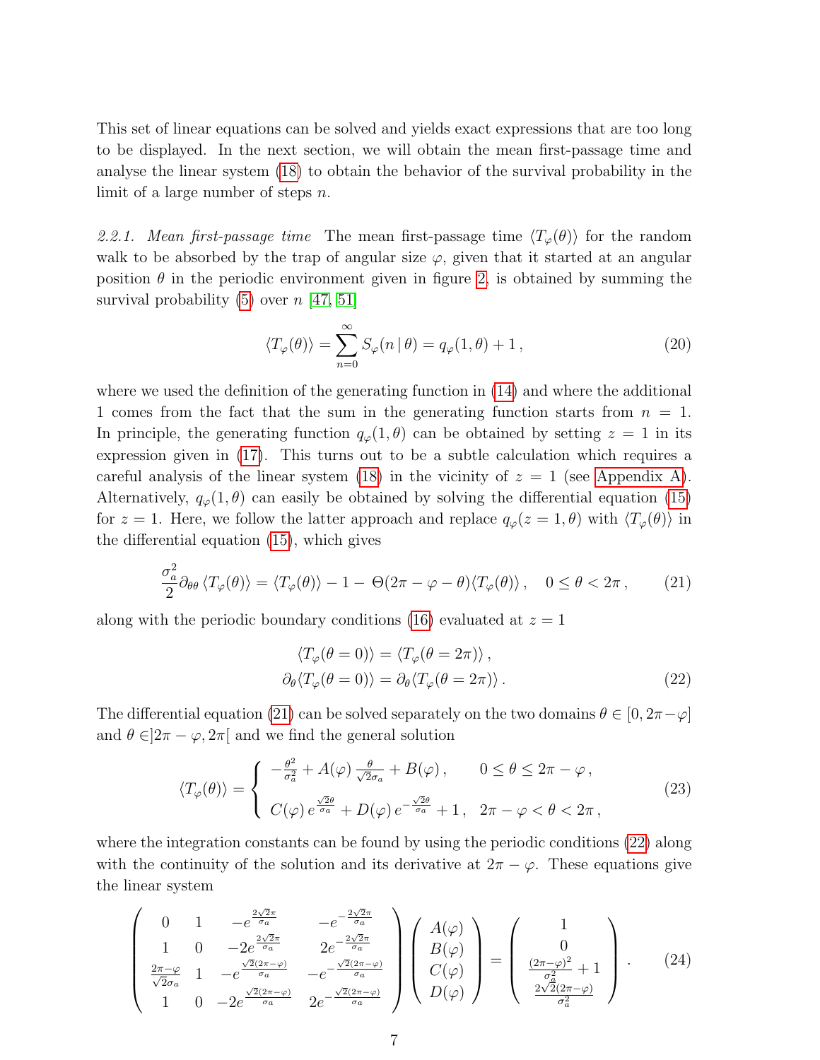This set of linear equations can be solved and yields exact expressions that are too long to be displayed. In the next section, we will obtain the mean first-passage time and analyse the linear system (18) to obtain the behavior of the survival probability in the limit of a large number of steps $n$.

*2.2.1. Mean first-passage time* The mean first-passage time $\langle T_\varphi(\theta)\rangle$ for the random walk to be absorbed by the trap of angular size $\varphi$, given that it started at an angular position $\theta$ in the periodic environment given in figure 2, is obtained by summing the survival probability (5) over $n$ [47, 51]

$$\langle T_\varphi(\theta)\rangle = \sum_{n=0}^{\infty} S_\varphi(n\,|\,\theta) = q_\varphi(1,\theta) + 1\,, \tag{20}$$

where we used the definition of the generating function in (14) and where the additional 1 comes from the fact that the sum in the generating function starts from $n = 1$. In principle, the generating function $q_\varphi(1,\theta)$ can be obtained by setting $z = 1$ in its expression given in (17). This turns out to be a subtle calculation which requires a careful analysis of the linear system (18) in the vicinity of $z = 1$ (see Appendix A). Alternatively, $q_\varphi(1,\theta)$ can easily be obtained by solving the differential equation (15) for $z = 1$. Here, we follow the latter approach and replace $q_\varphi(z = 1,\theta)$ with $\langle T_\varphi(\theta)\rangle$ in the differential equation (15), which gives

$$\frac{\sigma_a^2}{2}\partial_{\theta\theta}\,\langle T_\varphi(\theta)\rangle = \langle T_\varphi(\theta)\rangle - 1 - \,\Theta(2\pi-\varphi-\theta)\langle T_\varphi(\theta)\rangle\,, \quad 0 \le \theta < 2\pi\,, \tag{21}$$

along with the periodic boundary conditions (16) evaluated at $z = 1$

$$\begin{aligned}\langle T_\varphi(\theta = 0)\rangle &= \langle T_\varphi(\theta = 2\pi)\rangle\,,\\ \partial_\theta\langle T_\varphi(\theta = 0)\rangle &= \partial_\theta\langle T_\varphi(\theta = 2\pi)\rangle\,.\end{aligned} \tag{22}$$

The differential equation (21) can be solved separately on the two domains $\theta \in [0, 2\pi-\varphi]$ and $\theta \in ]2\pi-\varphi, 2\pi[$ and we find the general solution

$$\langle T_\varphi(\theta)\rangle = \begin{cases} -\frac{\theta^2}{\sigma_a^2} + A(\varphi)\,\frac{\theta}{\sqrt{2}\sigma_a} + B(\varphi)\,, & 0 \le \theta \le 2\pi-\varphi\,,\\[2mm] C(\varphi)\,e^{\frac{\sqrt{2}\theta}{\sigma_a}} + D(\varphi)\,e^{-\frac{\sqrt{2}\theta}{\sigma_a}} + 1\,, & 2\pi-\varphi < \theta < 2\pi\,,\end{cases} \tag{23}$$

where the integration constants can be found by using the periodic conditions (22) along with the continuity of the solution and its derivative at $2\pi-\varphi$. These equations give the linear system

$$\begin{pmatrix} 0 & 1 & -e^{\frac{2\sqrt{2}\pi}{\sigma_a}} & -e^{-\frac{2\sqrt{2}\pi}{\sigma_a}}\\ 1 & 0 & -2e^{\frac{2\sqrt{2}\pi}{\sigma_a}} & 2e^{-\frac{2\sqrt{2}\pi}{\sigma_a}}\\ \frac{2\pi-\varphi}{\sqrt{2}\sigma_a} & 1 & -e^{\frac{\sqrt{2}(2\pi-\varphi)}{\sigma_a}} & -e^{-\frac{\sqrt{2}(2\pi-\varphi)}{\sigma_a}}\\ 1 & 0 & -2e^{\frac{\sqrt{2}(2\pi-\varphi)}{\sigma_a}} & 2e^{-\frac{\sqrt{2}(2\pi-\varphi)}{\sigma_a}}\end{pmatrix}\begin{pmatrix} A(\varphi)\\ B(\varphi)\\ C(\varphi)\\ D(\varphi)\end{pmatrix} = \begin{pmatrix} 1\\ 0\\ \frac{(2\pi-\varphi)^2}{\sigma_a^2}+1\\ \frac{2\sqrt{2}(2\pi-\varphi)}{\sigma_a^2}\end{pmatrix}. \tag{24}$$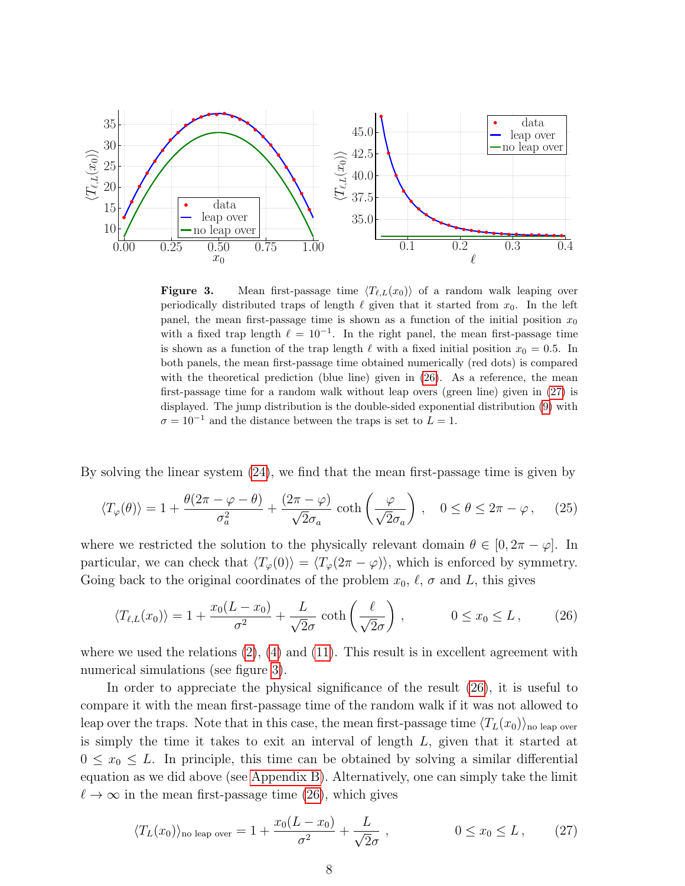$\langle T_{\ell,L}(x_0)\rangle$

35
30
25
20
15
10

0.00 0.25 0.50 0.75 1.00

$x_0$

data
leap over
no leap over

$\langle T_{\ell,L}(x_0)\rangle$

45.0
42.5
40.0
37.5
35.0

0.1 0.2 0.3 0.4

$\ell$

data
leap over
no leap over

**Figure 3.** Mean first-passage time $\langle T_{\ell,L}(x_0)\rangle$ of a random walk leaping over periodically distributed traps of length $\ell$ given that it started from $x_0$. In the left panel, the mean first-passage time is shown as a function of the initial position $x_0$ with a fixed trap length $\ell = 10^{-1}$. In the right panel, the mean first-passage time is shown as a function of the trap length $\ell$ with a fixed initial position $x_0 = 0.5$. In both panels, the mean first-passage time obtained numerically (red dots) is compared with the theoretical prediction (blue line) given in (26). As a reference, the mean first-passage time for a random walk without leap overs (green line) given in (27) is displayed. The jump distribution is the double-sided exponential distribution (9) with $\sigma = 10^{-1}$ and the distance between the traps is set to $L = 1$.

By solving the linear system (24), we find that the mean first-passage time is given by

$$\langle T_\varphi(\theta)\rangle = 1 + \frac{\theta(2\pi - \varphi - \theta)}{\sigma_a^2} + \frac{(2\pi - \varphi)}{\sqrt{2}\sigma_a}\coth\left(\frac{\varphi}{\sqrt{2}\sigma_a}\right), \quad 0 \le \theta \le 2\pi - \varphi\,, \tag{25}$$

where we restricted the solution to the physically relevant domain $\theta \in [0, 2\pi - \varphi]$. In particular, we can check that $\langle T_\varphi(0)\rangle = \langle T_\varphi(2\pi - \varphi)\rangle$, which is enforced by symmetry. Going back to the original coordinates of the problem $x_0$, $\ell$, $\sigma$ and $L$, this gives

$$\langle T_{\ell,L}(x_0)\rangle = 1 + \frac{x_0(L - x_0)}{\sigma^2} + \frac{L}{\sqrt{2}\sigma}\coth\left(\frac{\ell}{\sqrt{2}\sigma}\right), \qquad 0 \le x_0 \le L\,, \tag{26}$$

where we used the relations (2), (4) and (11). This result is in excellent agreement with numerical simulations (see figure 3).

In order to appreciate the physical significance of the result (26), it is useful to compare it with the mean first-passage time of the random walk if it was not allowed to leap over the traps. Note that in this case, the mean first-passage time $\langle T_L(x_0)\rangle_{\text{no leap over}}$ is simply the time it takes to exit an interval of length $L$, given that it started at $0 \le x_0 \le L$. In principle, this time can be obtained by solving a similar differential equation as we did above (see Appendix B). Alternatively, one can simply take the limit $\ell \to \infty$ in the mean first-passage time (26), which gives

$$\langle T_L(x_0)\rangle_{\text{no leap over}} = 1 + \frac{x_0(L - x_0)}{\sigma^2} + \frac{L}{\sqrt{2}\sigma}\,, \qquad 0 \le x_0 \le L\,, \tag{27}$$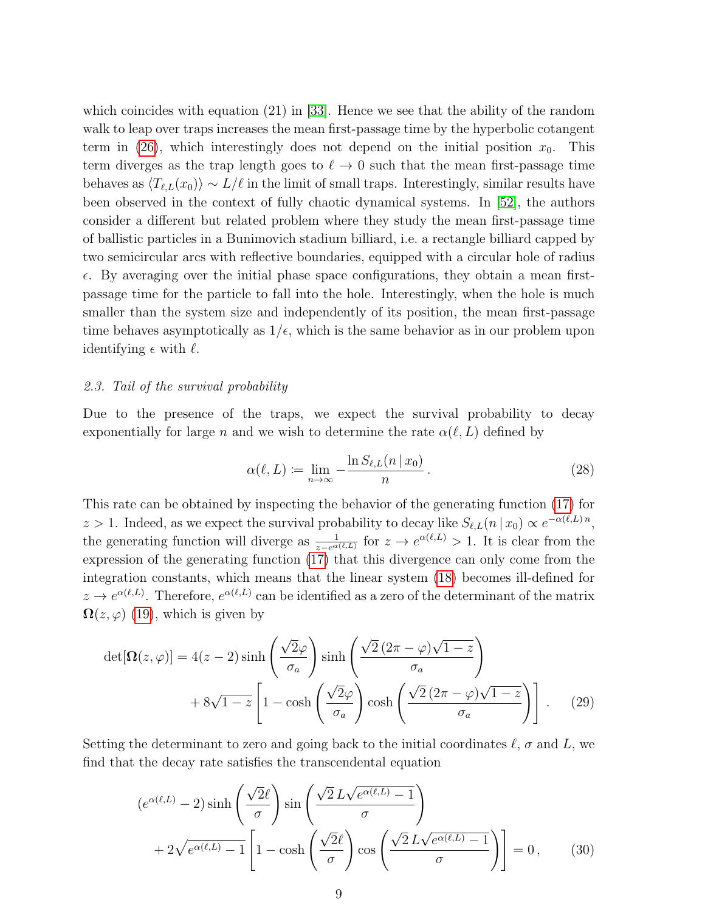which coincides with equation (21) in [33]. Hence we see that the ability of the random walk to leap over traps increases the mean first-passage time by the hyperbolic cotangent term in (26), which interestingly does not depend on the initial position $x_0$. This term diverges as the trap length goes to $\ell \to 0$ such that the mean first-passage time behaves as $\langle T_{\ell,L}(x_0)\rangle \sim L/\ell$ in the limit of small traps. Interestingly, similar results have been observed in the context of fully chaotic dynamical systems. In [52], the authors consider a different but related problem where they study the mean first-passage time of ballistic particles in a Bunimovich stadium billiard, i.e. a rectangle billiard capped by two semicircular arcs with reflective boundaries, equipped with a circular hole of radius $\epsilon$. By averaging over the initial phase space configurations, they obtain a mean first-passage time for the particle to fall into the hole. Interestingly, when the hole is much smaller than the system size and independently of its position, the mean first-passage time behaves asymptotically as $1/\epsilon$, which is the same behavior as in our problem upon identifying $\epsilon$ with $\ell$.

### *2.3. Tail of the survival probability*

Due to the presence of the traps, we expect the survival probability to decay exponentially for large $n$ and we wish to determine the rate $\alpha(\ell, L)$ defined by

$$\alpha(\ell, L) := \lim_{n\to\infty} -\frac{\ln S_{\ell,L}(n \,|\, x_0)}{n}\,. \tag{28}$$

This rate can be obtained by inspecting the behavior of the generating function (17) for $z > 1$. Indeed, as we expect the survival probability to decay like $S_{\ell,L}(n \,|\, x_0) \propto e^{-\alpha(\ell,L)\, n}$, the generating function will diverge as $\frac{1}{z - e^{\alpha(\ell,L)}}$ for $z \to e^{\alpha(\ell,L)} > 1$. It is clear from the expression of the generating function (17) that this divergence can only come from the integration constants, which means that the linear system (18) becomes ill-defined for $z \to e^{\alpha(\ell,L)}$. Therefore, $e^{\alpha(\ell,L)}$ can be identified as a zero of the determinant of the matrix $\mathbf{\Omega}(z, \varphi)$ (19), which is given by

$$\begin{aligned}\det[\mathbf{\Omega}(z,\varphi)] = 4(z-2)\sinh\left(\frac{\sqrt{2}\varphi}{\sigma_a}\right)\sinh\left(\frac{\sqrt{2}\,(2\pi-\varphi)\sqrt{1-z}}{\sigma_a}\right)\\ + 8\sqrt{1-z}\left[1-\cosh\left(\frac{\sqrt{2}\varphi}{\sigma_a}\right)\cosh\left(\frac{\sqrt{2}\,(2\pi-\varphi)\sqrt{1-z}}{\sigma_a}\right)\right]\,.\end{aligned} \tag{29}$$

Setting the determinant to zero and going back to the initial coordinates $\ell$, $\sigma$ and $L$, we find that the decay rate satisfies the transcendental equation

$$\begin{aligned}(e^{\alpha(\ell,L)}-2)\sinh\left(\frac{\sqrt{2}\ell}{\sigma}\right)\sin\left(\frac{\sqrt{2}\,L\sqrt{e^{\alpha(\ell,L)}-1}}{\sigma}\right)\\ + 2\sqrt{e^{\alpha(\ell,L)}-1}\left[1-\cosh\left(\frac{\sqrt{2}\ell}{\sigma}\right)\cos\left(\frac{\sqrt{2}\,L\sqrt{e^{\alpha(\ell,L)}-1}}{\sigma}\right)\right] = 0\,,\end{aligned} \tag{30}$$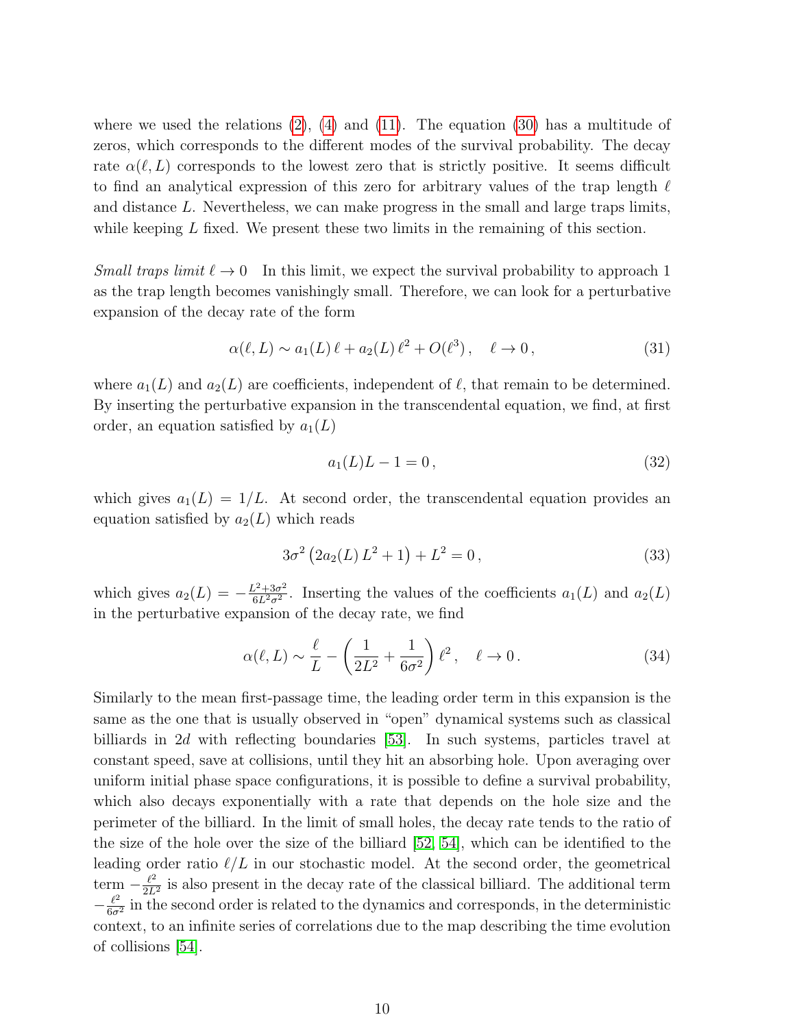where we used the relations (2), (4) and (11). The equation (30) has a multitude of zeros, which corresponds to the different modes of the survival probability. The decay rate $\alpha(\ell, L)$ corresponds to the lowest zero that is strictly positive. It seems difficult to find an analytical expression of this zero for arbitrary values of the trap length $\ell$ and distance $L$. Nevertheless, we can make progress in the small and large traps limits, while keeping $L$ fixed. We present these two limits in the remaining of this section.

*Small traps limit $\ell \to 0$* In this limit, we expect the survival probability to approach 1 as the trap length becomes vanishingly small. Therefore, we can look for a perturbative expansion of the decay rate of the form

$$\alpha(\ell, L) \sim a_1(L)\,\ell + a_2(L)\,\ell^2 + O(\ell^3)\,, \quad \ell \to 0\,, \tag{31}$$

where $a_1(L)$ and $a_2(L)$ are coefficients, independent of $\ell$, that remain to be determined. By inserting the perturbative expansion in the transcendental equation, we find, at first order, an equation satisfied by $a_1(L)$

$$a_1(L)L - 1 = 0\,, \tag{32}$$

which gives $a_1(L) = 1/L$. At second order, the transcendental equation provides an equation satisfied by $a_2(L)$ which reads

$$3\sigma^2\left(2a_2(L)\,L^2 + 1\right) + L^2 = 0\,, \tag{33}$$

which gives $a_2(L) = -\frac{L^2+3\sigma^2}{6L^2\sigma^2}$. Inserting the values of the coefficients $a_1(L)$ and $a_2(L)$ in the perturbative expansion of the decay rate, we find

$$\alpha(\ell, L) \sim \frac{\ell}{L} - \left(\frac{1}{2L^2} + \frac{1}{6\sigma^2}\right)\ell^2\,, \quad \ell \to 0\,. \tag{34}$$

Similarly to the mean first-passage time, the leading order term in this expansion is the same as the one that is usually observed in "open" dynamical systems such as classical billiards in $2d$ with reflecting boundaries [53]. In such systems, particles travel at constant speed, save at collisions, until they hit an absorbing hole. Upon averaging over uniform initial phase space configurations, it is possible to define a survival probability, which also decays exponentially with a rate that depends on the hole size and the perimeter of the billiard. In the limit of small holes, the decay rate tends to the ratio of the size of the hole over the size of the billiard [52, 54], which can be identified to the leading order ratio $\ell/L$ in our stochastic model. At the second order, the geometrical term $-\frac{\ell^2}{2L^2}$ is also present in the decay rate of the classical billiard. The additional term $-\frac{\ell^2}{6\sigma^2}$ in the second order is related to the dynamics and corresponds, in the deterministic context, to an infinite series of correlations due to the map describing the time evolution of collisions [54].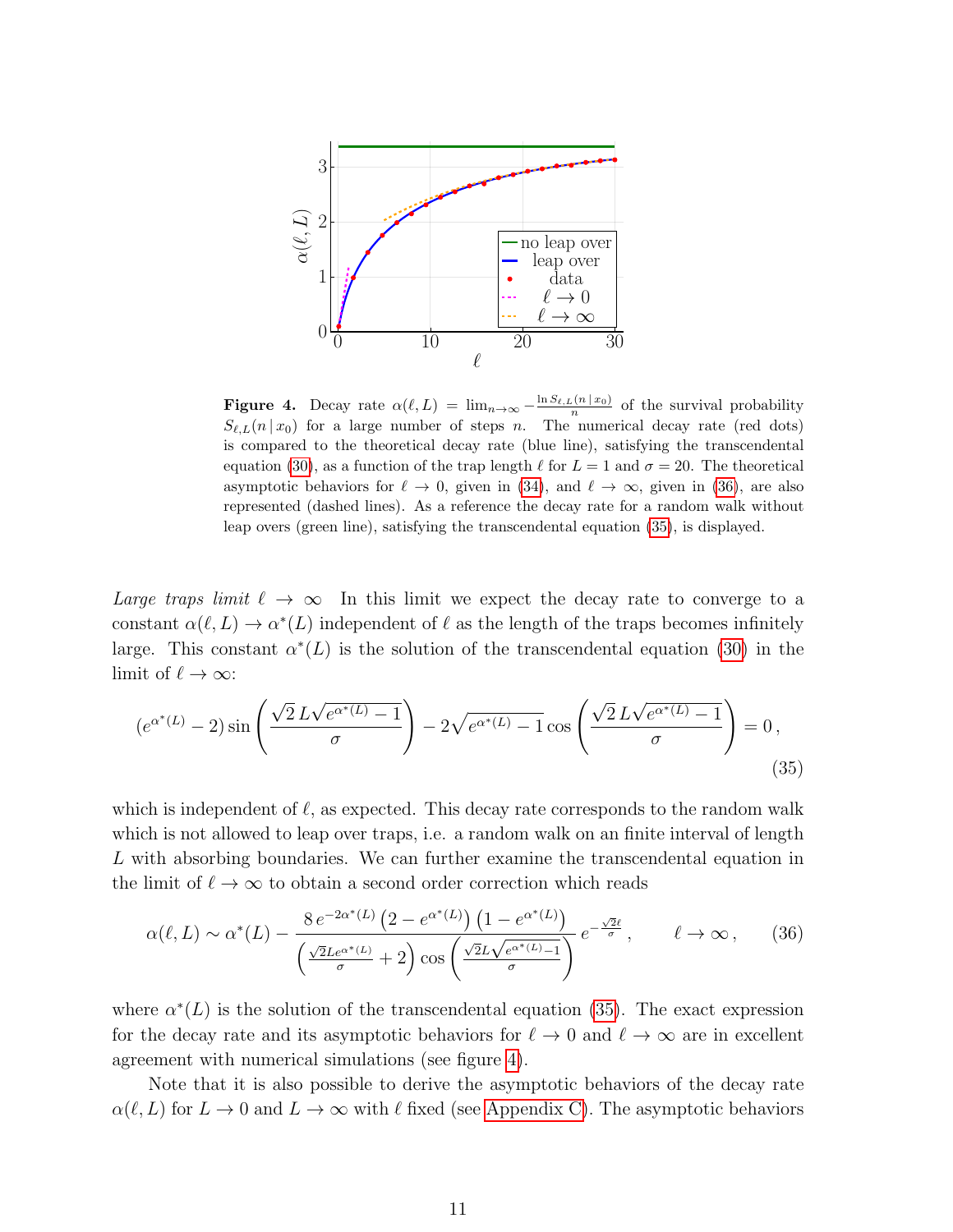3
2
1
0
0 10 20 30
$\alpha(\ell, L)$
$\ell$
no leap over
leap over
data
$\ell \to 0$
$\ell \to \infty$

**Figure 4.** Decay rate $\alpha(\ell, L) = \lim_{n\to\infty} -\frac{\ln S_{\ell,L}(n\,|\,x_0)}{n}$ of the survival probability $S_{\ell,L}(n\,|\,x_0)$ for a large number of steps $n$. The numerical decay rate (red dots) is compared to the theoretical decay rate (blue line), satisfying the transcendental equation (30), as a function of the trap length $\ell$ for $L = 1$ and $\sigma = 20$. The theoretical asymptotic behaviors for $\ell \to 0$, given in (34), and $\ell \to \infty$, given in (36), are also represented (dashed lines). As a reference the decay rate for a random walk without leap overs (green line), satisfying the transcendental equation (35), is displayed.

*Large traps limit $\ell \to \infty$* In this limit we expect the decay rate to converge to a constant $\alpha(\ell, L) \to \alpha^*(L)$ independent of $\ell$ as the length of the traps becomes infinitely large. This constant $\alpha^*(L)$ is the solution of the transcendental equation (30) in the limit of $\ell \to \infty$:

$$
(e^{\alpha^*(L)} - 2)\sin\left(\frac{\sqrt{2}\,L\sqrt{e^{\alpha^*(L)}-1}}{\sigma}\right) - 2\sqrt{e^{\alpha^*(L)}-1}\cos\left(\frac{\sqrt{2}\,L\sqrt{e^{\alpha^*(L)}-1}}{\sigma}\right) = 0\,, \tag{35}
$$

which is independent of $\ell$, as expected. This decay rate corresponds to the random walk which is not allowed to leap over traps, i.e. a random walk on an finite interval of length $L$ with absorbing boundaries. We can further examine the transcendental equation in the limit of $\ell \to \infty$ to obtain a second order correction which reads

$$
\alpha(\ell, L) \sim \alpha^*(L) - \frac{8\,e^{-2\alpha^*(L)}\left(2 - e^{\alpha^*(L)}\right)\left(1 - e^{\alpha^*(L)}\right)}{\left(\frac{\sqrt{2}Le^{\alpha^*(L)}}{\sigma} + 2\right)\cos\left(\frac{\sqrt{2}L\sqrt{e^{\alpha^*(L)}-1}}{\sigma}\right)}\, e^{-\frac{\sqrt{2}\ell}{\sigma}}\,, \qquad \ell \to \infty\,, \tag{36}
$$

where $\alpha^*(L)$ is the solution of the transcendental equation (35). The exact expression for the decay rate and its asymptotic behaviors for $\ell \to 0$ and $\ell \to \infty$ are in excellent agreement with numerical simulations (see figure 4).

Note that it is also possible to derive the asymptotic behaviors of the decay rate $\alpha(\ell, L)$ for $L \to 0$ and $L \to \infty$ with $\ell$ fixed (see Appendix C). The asymptotic behaviors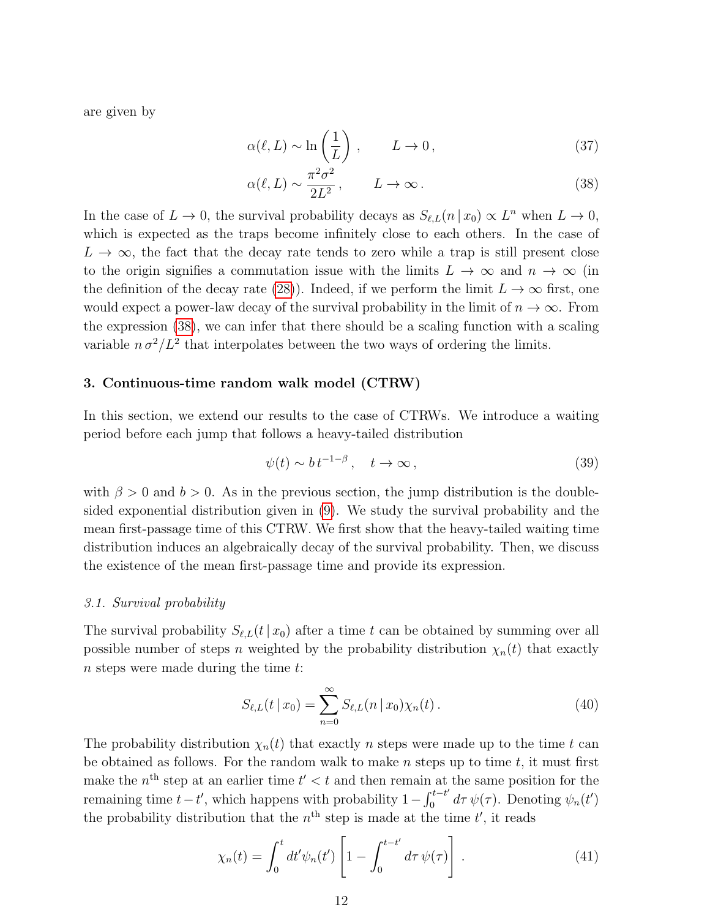are given by

$$\alpha(\ell, L) \sim \ln\left(\frac{1}{L}\right), \qquad L \to 0, \tag{37}$$

$$\alpha(\ell, L) \sim \frac{\pi^2 \sigma^2}{2L^2}, \qquad L \to \infty. \tag{38}$$

In the case of $L \to 0$, the survival probability decays as $S_{\ell,L}(n \,|\, x_0) \propto L^n$ when $L \to 0$, which is expected as the traps become infinitely close to each others. In the case of $L \to \infty$, the fact that the decay rate tends to zero while a trap is still present close to the origin signifies a commutation issue with the limits $L \to \infty$ and $n \to \infty$ (in the definition of the decay rate (28)). Indeed, if we perform the limit $L \to \infty$ first, one would expect a power-law decay of the survival probability in the limit of $n \to \infty$. From the expression (38), we can infer that there should be a scaling function with a scaling variable $n\,\sigma^2/L^2$ that interpolates between the two ways of ordering the limits.

## 3. Continuous-time random walk model (CTRW)

In this section, we extend our results to the case of CTRWs. We introduce a waiting period before each jump that follows a heavy-tailed distribution

$$\psi(t) \sim b\, t^{-1-\beta}, \quad t \to \infty, \tag{39}$$

with $\beta > 0$ and $b > 0$. As in the previous section, the jump distribution is the double-sided exponential distribution given in (9). We study the survival probability and the mean first-passage time of this CTRW. We first show that the heavy-tailed waiting time distribution induces an algebraically decay of the survival probability. Then, we discuss the existence of the mean first-passage time and provide its expression.

### *3.1. Survival probability*

The survival probability $S_{\ell,L}(t \,|\, x_0)$ after a time $t$ can be obtained by summing over all possible number of steps $n$ weighted by the probability distribution $\chi_n(t)$ that exactly $n$ steps were made during the time $t$:

$$S_{\ell,L}(t \,|\, x_0) = \sum_{n=0}^{\infty} S_{\ell,L}(n \,|\, x_0) \chi_n(t). \tag{40}$$

The probability distribution $\chi_n(t)$ that exactly $n$ steps were made up to the time $t$ can be obtained as follows. For the random walk to make $n$ steps up to time $t$, it must first make the $n^{\text{th}}$ step at an earlier time $t' < t$ and then remain at the same position for the remaining time $t - t'$, which happens with probability $1 - \int_0^{t-t'} d\tau\, \psi(\tau)$. Denoting $\psi_n(t')$ the probability distribution that the $n^{\text{th}}$ step is made at the time $t'$, it reads

$$\chi_n(t) = \int_0^t dt' \psi_n(t') \left[1 - \int_0^{t-t'} d\tau\, \psi(\tau)\right]. \tag{41}$$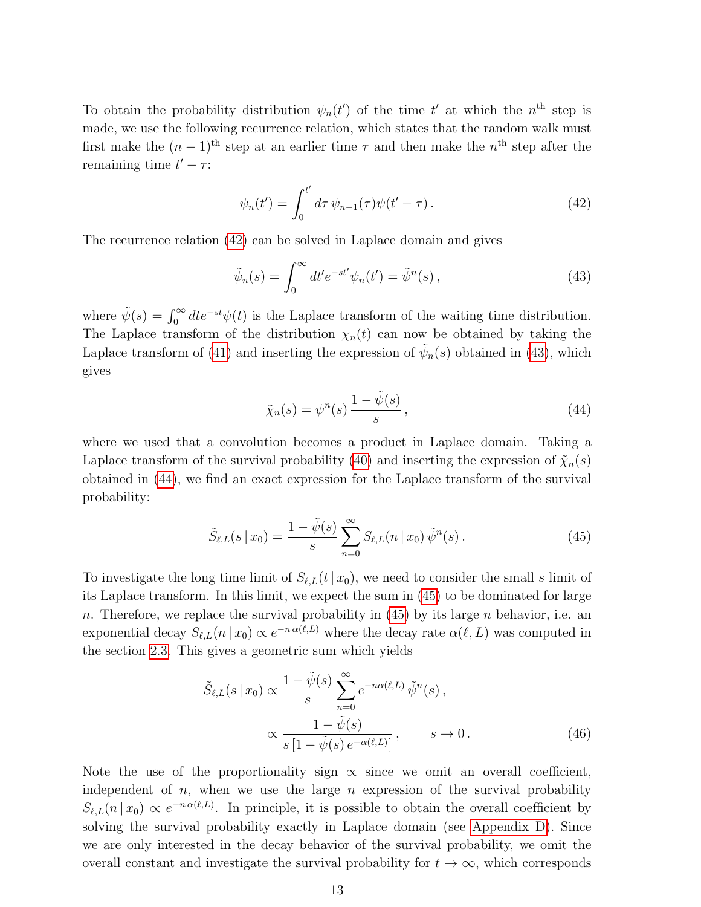To obtain the probability distribution $\psi_n(t')$ of the time $t'$ at which the $n^{\text{th}}$ step is made, we use the following recurrence relation, which states that the random walk must first make the $(n-1)^{\text{th}}$ step at an earlier time $\tau$ and then make the $n^{\text{th}}$ step after the remaining time $t' - \tau$:

$$\psi_n(t') = \int_0^{t'} d\tau \, \psi_{n-1}(\tau)\psi(t'-\tau) \,. \tag{42}$$

The recurrence relation (42) can be solved in Laplace domain and gives

$$\tilde{\psi}_n(s) = \int_0^{\infty} dt' e^{-st'} \psi_n(t') = \tilde{\psi}^n(s) \,, \tag{43}$$

where $\tilde{\psi}(s) = \int_0^\infty dt e^{-st}\psi(t)$ is the Laplace transform of the waiting time distribution. The Laplace transform of the distribution $\chi_n(t)$ can now be obtained by taking the Laplace transform of (41) and inserting the expression of $\tilde{\psi}_n(s)$ obtained in (43), which gives

$$\tilde{\chi}_n(s) = \psi^n(s)\,\frac{1-\tilde{\psi}(s)}{s} \,, \tag{44}$$

where we used that a convolution becomes a product in Laplace domain. Taking a Laplace transform of the survival probability (40) and inserting the expression of $\tilde{\chi}_n(s)$ obtained in (44), we find an exact expression for the Laplace transform of the survival probability:

$$\tilde{S}_{\ell,L}(s \,|\, x_0) = \frac{1-\tilde{\psi}(s)}{s} \sum_{n=0}^{\infty} S_{\ell,L}(n \,|\, x_0)\, \tilde{\psi}^n(s) \,. \tag{45}$$

To investigate the long time limit of $S_{\ell,L}(t \,|\, x_0)$, we need to consider the small $s$ limit of its Laplace transform. In this limit, we expect the sum in (45) to be dominated for large $n$. Therefore, we replace the survival probability in (45) by its large $n$ behavior, i.e. an exponential decay $S_{\ell,L}(n \,|\, x_0) \propto e^{-n\,\alpha(\ell,L)}$ where the decay rate $\alpha(\ell, L)$ was computed in the section 2.3. This gives a geometric sum which yields

$$\begin{aligned}
\tilde{S}_{\ell,L}(s \,|\, x_0) &\propto \frac{1-\tilde{\psi}(s)}{s} \sum_{n=0}^{\infty} e^{-n\alpha(\ell,L)}\, \tilde{\psi}^n(s) \,, \\
&\propto \frac{1-\tilde{\psi}(s)}{s\,[1-\tilde{\psi}(s)\, e^{-\alpha(\ell,L)}]} \,, \qquad s \to 0 \,.
\end{aligned} \tag{46}$$

Note the use of the proportionality sign $\propto$ since we omit an overall coefficient, independent of $n$, when we use the large $n$ expression of the survival probability $S_{\ell,L}(n \,|\, x_0) \propto e^{-n\,\alpha(\ell,L)}$. In principle, it is possible to obtain the overall coefficient by solving the survival probability exactly in Laplace domain (see Appendix D). Since we are only interested in the decay behavior of the survival probability, we omit the overall constant and investigate the survival probability for $t \to \infty$, which corresponds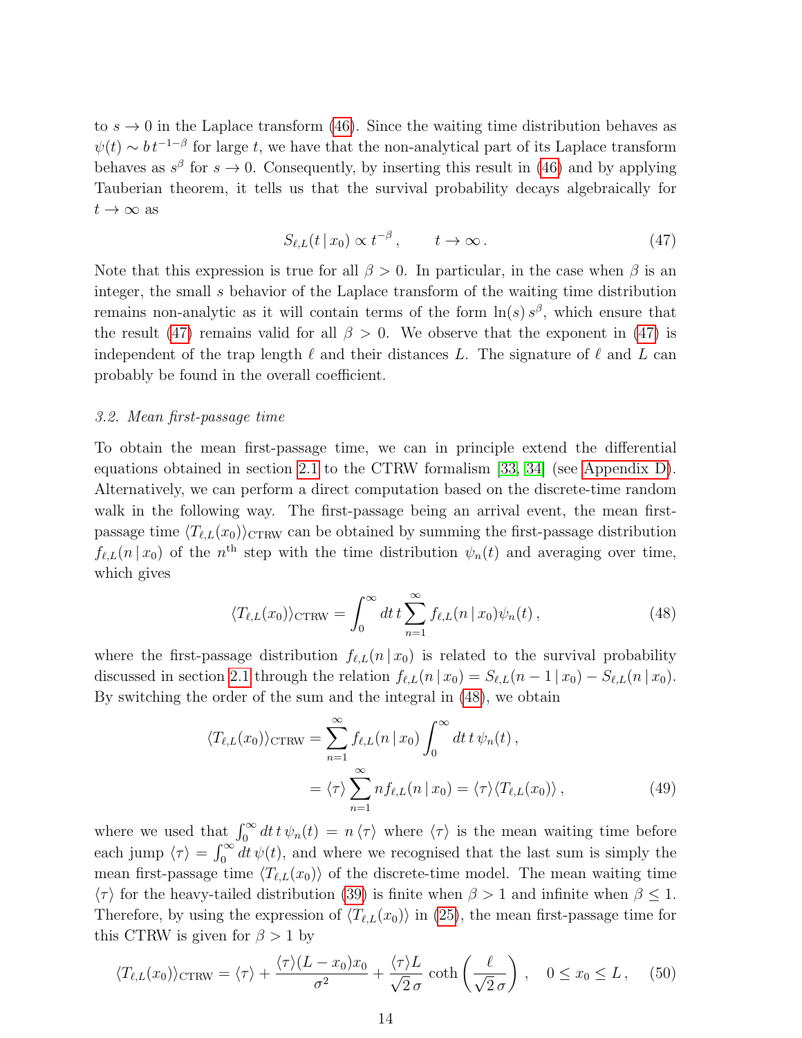to $s \to 0$ in the Laplace transform (46). Since the waiting time distribution behaves as $\psi(t) \sim b\, t^{-1-\beta}$ for large $t$, we have that the non-analytical part of its Laplace transform behaves as $s^{\beta}$ for $s \to 0$. Consequently, by inserting this result in (46) and by applying Tauberian theorem, it tells us that the survival probability decays algebraically for $t \to \infty$ as

$$S_{\ell,L}(t\,|\,x_0) \propto t^{-\beta}\,, \qquad t \to \infty\,. \tag{47}$$

Note that this expression is true for all $\beta > 0$. In particular, in the case when $\beta$ is an integer, the small $s$ behavior of the Laplace transform of the waiting time distribution remains non-analytic as it will contain terms of the form $\ln(s)\, s^{\beta}$, which ensure that the result (47) remains valid for all $\beta > 0$. We observe that the exponent in (47) is independent of the trap length $\ell$ and their distances $L$. The signature of $\ell$ and $L$ can probably be found in the overall coefficient.

### 3.2. Mean first-passage time

To obtain the mean first-passage time, we can in principle extend the differential equations obtained in section 2.1 to the CTRW formalism [33, 34] (see Appendix D). Alternatively, we can perform a direct computation based on the discrete-time random walk in the following way. The first-passage being an arrival event, the mean first-passage time $\langle T_{\ell,L}(x_0)\rangle_{\rm CTRW}$ can be obtained by summing the first-passage distribution $f_{\ell,L}(n\,|\,x_0)$ of the $n^{\rm th}$ step with the time distribution $\psi_n(t)$ and averaging over time, which gives

$$\langle T_{\ell,L}(x_0)\rangle_{\rm CTRW} = \int_0^{\infty} dt\, t \sum_{n=1}^{\infty} f_{\ell,L}(n\,|\,x_0)\psi_n(t)\,, \tag{48}$$

where the first-passage distribution $f_{\ell,L}(n\,|\,x_0)$ is related to the survival probability discussed in section 2.1 through the relation $f_{\ell,L}(n\,|\,x_0) = S_{\ell,L}(n-1\,|\,x_0) - S_{\ell,L}(n\,|\,x_0)$. By switching the order of the sum and the integral in (48), we obtain

$$\begin{aligned}
\langle T_{\ell,L}(x_0)\rangle_{\rm CTRW} &= \sum_{n=1}^{\infty} f_{\ell,L}(n\,|\,x_0) \int_0^{\infty} dt\, t\, \psi_n(t)\,,\\
&= \langle\tau\rangle \sum_{n=1}^{\infty} n f_{\ell,L}(n\,|\,x_0) = \langle\tau\rangle\langle T_{\ell,L}(x_0)\rangle\,,
\end{aligned} \tag{49}$$

where we used that $\int_0^{\infty} dt\, t\, \psi_n(t) = n\,\langle\tau\rangle$ where $\langle\tau\rangle$ is the mean waiting time before each jump $\langle\tau\rangle = \int_0^{\infty} dt\, \psi(t)$, and where we recognised that the last sum is simply the mean first-passage time $\langle T_{\ell,L}(x_0)\rangle$ of the discrete-time model. The mean waiting time $\langle\tau\rangle$ for the heavy-tailed distribution (39) is finite when $\beta > 1$ and infinite when $\beta \leq 1$. Therefore, by using the expression of $\langle T_{\ell,L}(x_0)\rangle$ in (25), the mean first-passage time for this CTRW is given for $\beta > 1$ by

$$\langle T_{\ell,L}(x_0)\rangle_{\rm CTRW} = \langle\tau\rangle + \frac{\langle\tau\rangle(L-x_0)x_0}{\sigma^2} + \frac{\langle\tau\rangle L}{\sqrt{2}\,\sigma}\coth\left(\frac{\ell}{\sqrt{2}\,\sigma}\right)\,, \quad 0 \leq x_0 \leq L\,, \tag{50}$$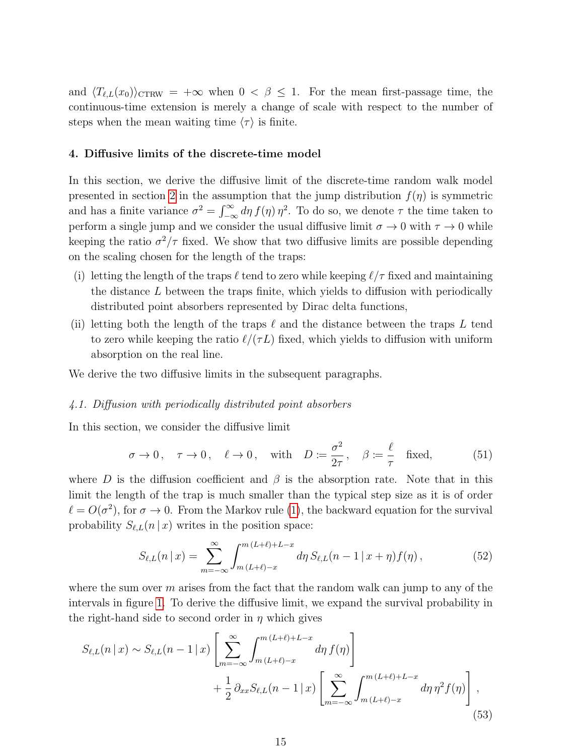and $\langle T_{\ell,L}(x_0)\rangle_{\rm CTRW} = +\infty$ when $0 < \beta \leq 1$. For the mean first-passage time, the continuous-time extension is merely a change of scale with respect to the number of steps when the mean waiting time $\langle \tau \rangle$ is finite.

## 4. Diffusive limits of the discrete-time model

In this section, we derive the diffusive limit of the discrete-time random walk model presented in section 2 in the assumption that the jump distribution $f(\eta)$ is symmetric and has a finite variance $\sigma^2 = \int_{-\infty}^{\infty} d\eta\, f(\eta)\, \eta^2$. To do so, we denote $\tau$ the time taken to perform a single jump and we consider the usual diffusive limit $\sigma \to 0$ with $\tau \to 0$ while keeping the ratio $\sigma^2/\tau$ fixed. We show that two diffusive limits are possible depending on the scaling chosen for the length of the traps:

(i) letting the length of the traps $\ell$ tend to zero while keeping $\ell/\tau$ fixed and maintaining the distance $L$ between the traps finite, which yields to diffusion with periodically distributed point absorbers represented by Dirac delta functions,

(ii) letting both the length of the traps $\ell$ and the distance between the traps $L$ tend to zero while keeping the ratio $\ell/(\tau L)$ fixed, which yields to diffusion with uniform absorption on the real line.

We derive the two diffusive limits in the subsequent paragraphs.

### *4.1. Diffusion with periodically distributed point absorbers*

In this section, we consider the diffusive limit

$$\sigma \to 0\,, \quad \tau \to 0\,, \quad \ell \to 0\,, \quad \text{with} \quad D := \frac{\sigma^2}{2\tau}\,, \quad \beta := \frac{\ell}{\tau} \quad \text{fixed}, \tag{51}$$

where $D$ is the diffusion coefficient and $\beta$ is the absorption rate. Note that in this limit the length of the trap is much smaller than the typical step size as it is of order $\ell = O(\sigma^2)$, for $\sigma \to 0$. From the Markov rule (1), the backward equation for the survival probability $S_{\ell,L}(n\,|\,x)$ writes in the position space:

$$S_{\ell,L}(n\,|\,x) = \sum_{m=-\infty}^{\infty} \int_{m\,(L+\ell)-x}^{m\,(L+\ell)+L-x} d\eta\, S_{\ell,L}(n-1\,|\,x+\eta) f(\eta)\,, \tag{52}$$

where the sum over $m$ arises from the fact that the random walk can jump to any of the intervals in figure 1. To derive the diffusive limit, we expand the survival probability in the right-hand side to second order in $\eta$ which gives

$$\begin{aligned} S_{\ell,L}(n\,|\,x) \sim S_{\ell,L}(n-1\,|\,x) &\left[\sum_{m=-\infty}^{\infty} \int_{m\,(L+\ell)-x}^{m\,(L+\ell)+L-x} d\eta\, f(\eta)\right] \\ &+ \frac{1}{2}\,\partial_{xx} S_{\ell,L}(n-1\,|\,x) \left[\sum_{m=-\infty}^{\infty} \int_{m\,(L+\ell)-x}^{m\,(L+\ell)+L-x} d\eta\, \eta^2 f(\eta)\right], \end{aligned} \tag{53}$$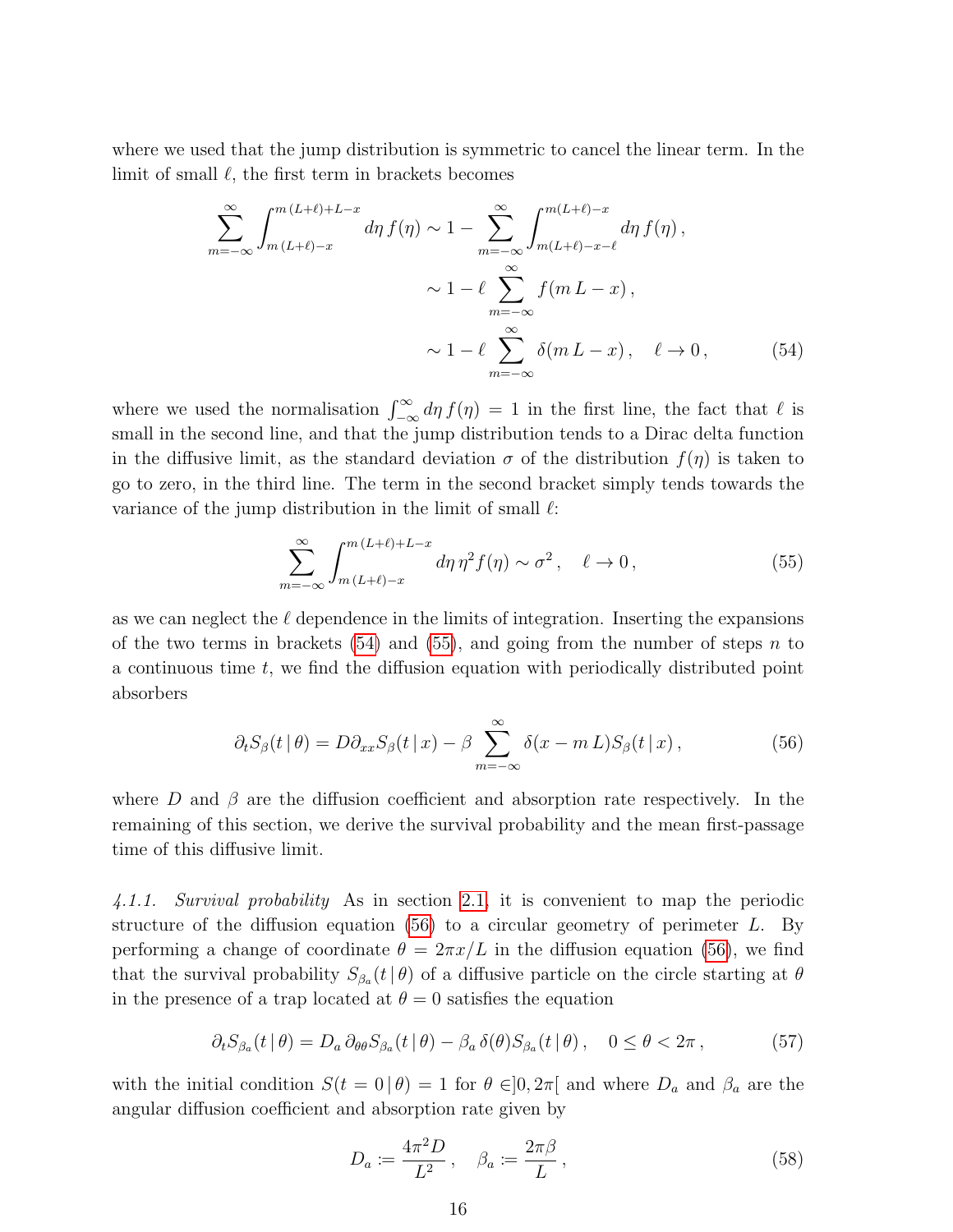where we used that the jump distribution is symmetric to cancel the linear term. In the limit of small $\ell$, the first term in brackets becomes

$$
\begin{aligned}
\sum_{m=-\infty}^{\infty} \int_{m\,(L+\ell)-x}^{m\,(L+\ell)+L-x} d\eta\, f(\eta) &\sim 1 - \sum_{m=-\infty}^{\infty} \int_{m(L+\ell)-x-\ell}^{m(L+\ell)-x} d\eta\, f(\eta)\,, \\
&\sim 1 - \ell \sum_{m=-\infty}^{\infty} f(m\,L - x)\,, \\
&\sim 1 - \ell \sum_{m=-\infty}^{\infty} \delta(m\,L - x)\,, \quad \ell \to 0\,,
\end{aligned}
\tag{54}
$$

where we used the normalisation $\int_{-\infty}^{\infty} d\eta\, f(\eta) = 1$ in the first line, the fact that $\ell$ is small in the second line, and that the jump distribution tends to a Dirac delta function in the diffusive limit, as the standard deviation $\sigma$ of the distribution $f(\eta)$ is taken to go to zero, in the third line. The term in the second bracket simply tends towards the variance of the jump distribution in the limit of small $\ell$:

$$
\sum_{m=-\infty}^{\infty} \int_{m\,(L+\ell)-x}^{m\,(L+\ell)+L-x} d\eta\, \eta^2 f(\eta) \sim \sigma^2\,, \quad \ell \to 0\,,
\tag{55}
$$

as we can neglect the $\ell$ dependence in the limits of integration. Inserting the expansions of the two terms in brackets (54) and (55), and going from the number of steps $n$ to a continuous time $t$, we find the diffusion equation with periodically distributed point absorbers

$$
\partial_t S_\beta(t\,|\,\theta) = D\partial_{xx} S_\beta(t\,|\,x) - \beta \sum_{m=-\infty}^{\infty} \delta(x - m\,L) S_\beta(t\,|\,x)\,,
\tag{56}
$$

where $D$ and $\beta$ are the diffusion coefficient and absorption rate respectively. In the remaining of this section, we derive the survival probability and the mean first-passage time of this diffusive limit.

*4.1.1. Survival probability* As in section 2.1, it is convenient to map the periodic structure of the diffusion equation (56) to a circular geometry of perimeter $L$. By performing a change of coordinate $\theta = 2\pi x/L$ in the diffusion equation (56), we find that the survival probability $S_{\beta_a}(t\,|\,\theta)$ of a diffusive particle on the circle starting at $\theta$ in the presence of a trap located at $\theta = 0$ satisfies the equation

$$
\partial_t S_{\beta_a}(t\,|\,\theta) = D_a\, \partial_{\theta\theta} S_{\beta_a}(t\,|\,\theta) - \beta_a\, \delta(\theta) S_{\beta_a}(t\,|\,\theta)\,, \quad 0 \le \theta < 2\pi\,,
\tag{57}
$$

with the initial condition $S(t = 0\,|\,\theta) = 1$ for $\theta \in ]0, 2\pi[$ and where $D_a$ and $\beta_a$ are the angular diffusion coefficient and absorption rate given by

$$
D_a := \frac{4\pi^2 D}{L^2}\,, \quad \beta_a := \frac{2\pi\beta}{L}\,,
\tag{58}
$$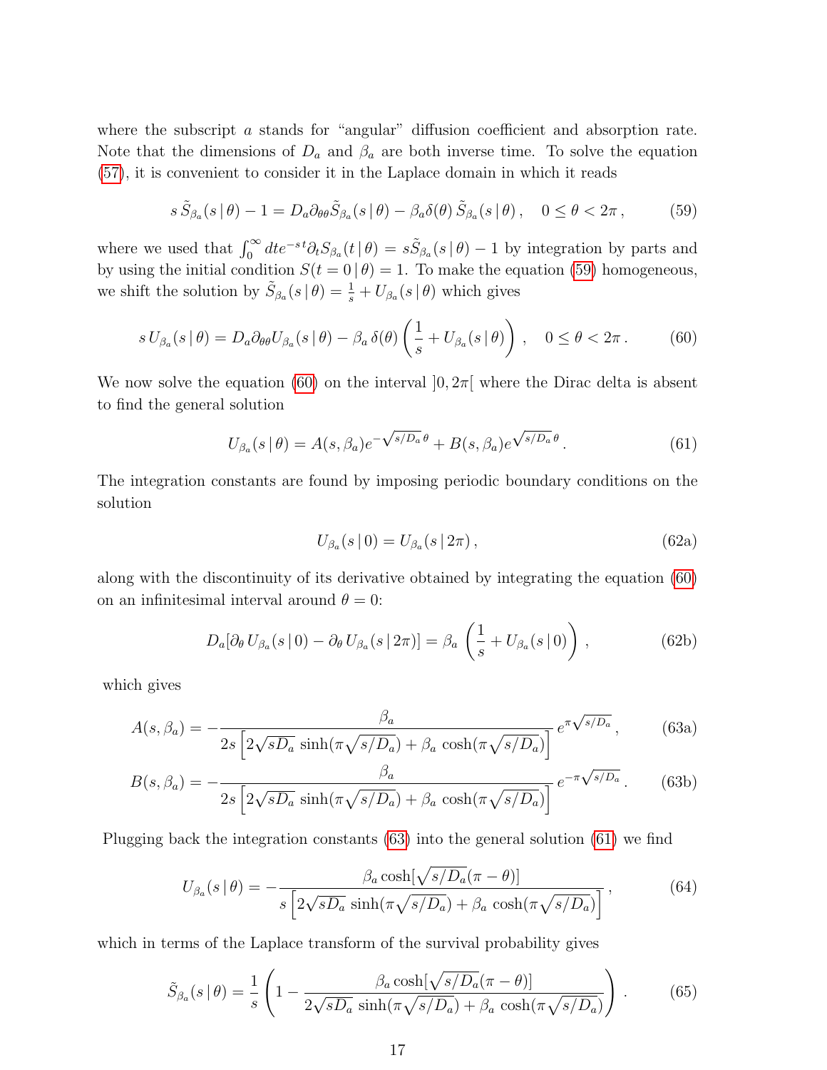where the subscript $a$ stands for "angular" diffusion coefficient and absorption rate. Note that the dimensions of $D_a$ and $\beta_a$ are both inverse time. To solve the equation (57), it is convenient to consider it in the Laplace domain in which it reads

$$s\,\tilde{S}_{\beta_a}(s\,|\,\theta) - 1 = D_a \partial_{\theta\theta} \tilde{S}_{\beta_a}(s\,|\,\theta) - \beta_a \delta(\theta)\,\tilde{S}_{\beta_a}(s\,|\,\theta)\,, \quad 0 \leq \theta < 2\pi\,, \tag{59}$$

where we used that $\int_0^\infty dt e^{-st} \partial_t S_{\beta_a}(t\,|\,\theta) = s\tilde{S}_{\beta_a}(s\,|\,\theta) - 1$ by integration by parts and by using the initial condition $S(t=0\,|\,\theta) = 1$. To make the equation (59) homogeneous, we shift the solution by $\tilde{S}_{\beta_a}(s\,|\,\theta) = \frac{1}{s} + U_{\beta_a}(s\,|\,\theta)$ which gives

$$s\,U_{\beta_a}(s\,|\,\theta) = D_a \partial_{\theta\theta} U_{\beta_a}(s\,|\,\theta) - \beta_a\,\delta(\theta)\left(\frac{1}{s} + U_{\beta_a}(s\,|\,\theta)\right)\,, \quad 0 \leq \theta < 2\pi\,. \tag{60}$$

We now solve the equation (60) on the interval $]0, 2\pi[$ where the Dirac delta is absent to find the general solution

$$U_{\beta_a}(s\,|\,\theta) = A(s,\beta_a) e^{-\sqrt{s/D_a}\,\theta} + B(s,\beta_a) e^{\sqrt{s/D_a}\,\theta}\,. \tag{61}$$

The integration constants are found by imposing periodic boundary conditions on the solution

$$U_{\beta_a}(s\,|\,0) = U_{\beta_a}(s\,|\,2\pi)\,, \tag{62a}$$

along with the discontinuity of its derivative obtained by integrating the equation (60) on an infinitesimal interval around $\theta = 0$:

$$D_a[\partial_\theta\, U_{\beta_a}(s\,|\,0) - \partial_\theta\, U_{\beta_a}(s\,|\,2\pi)] = \beta_a\,\left(\frac{1}{s} + U_{\beta_a}(s\,|\,0)\right)\,, \tag{62b}$$

which gives

$$A(s,\beta_a) = -\frac{\beta_a}{2s\left[2\sqrt{sD_a}\,\sinh(\pi\sqrt{s/D_a}) + \beta_a\,\cosh(\pi\sqrt{s/D_a})\right]}\,e^{\pi\sqrt{s/D_a}}\,, \tag{63a}$$

$$B(s,\beta_a) = -\frac{\beta_a}{2s\left[2\sqrt{sD_a}\,\sinh(\pi\sqrt{s/D_a}) + \beta_a\,\cosh(\pi\sqrt{s/D_a})\right]}\,e^{-\pi\sqrt{s/D_a}}\,. \tag{63b}$$

Plugging back the integration constants (63) into the general solution (61) we find

$$U_{\beta_a}(s\,|\,\theta) = -\frac{\beta_a \cosh[\sqrt{s/D_a}(\pi-\theta)]}{s\left[2\sqrt{sD_a}\,\sinh(\pi\sqrt{s/D_a}) + \beta_a\,\cosh(\pi\sqrt{s/D_a})\right]}\,, \tag{64}$$

which in terms of the Laplace transform of the survival probability gives

$$\tilde{S}_{\beta_a}(s\,|\,\theta) = \frac{1}{s}\left(1 - \frac{\beta_a \cosh[\sqrt{s/D_a}(\pi-\theta)]}{2\sqrt{sD_a}\,\sinh(\pi\sqrt{s/D_a}) + \beta_a\,\cosh(\pi\sqrt{s/D_a})}\right)\,. \tag{65}$$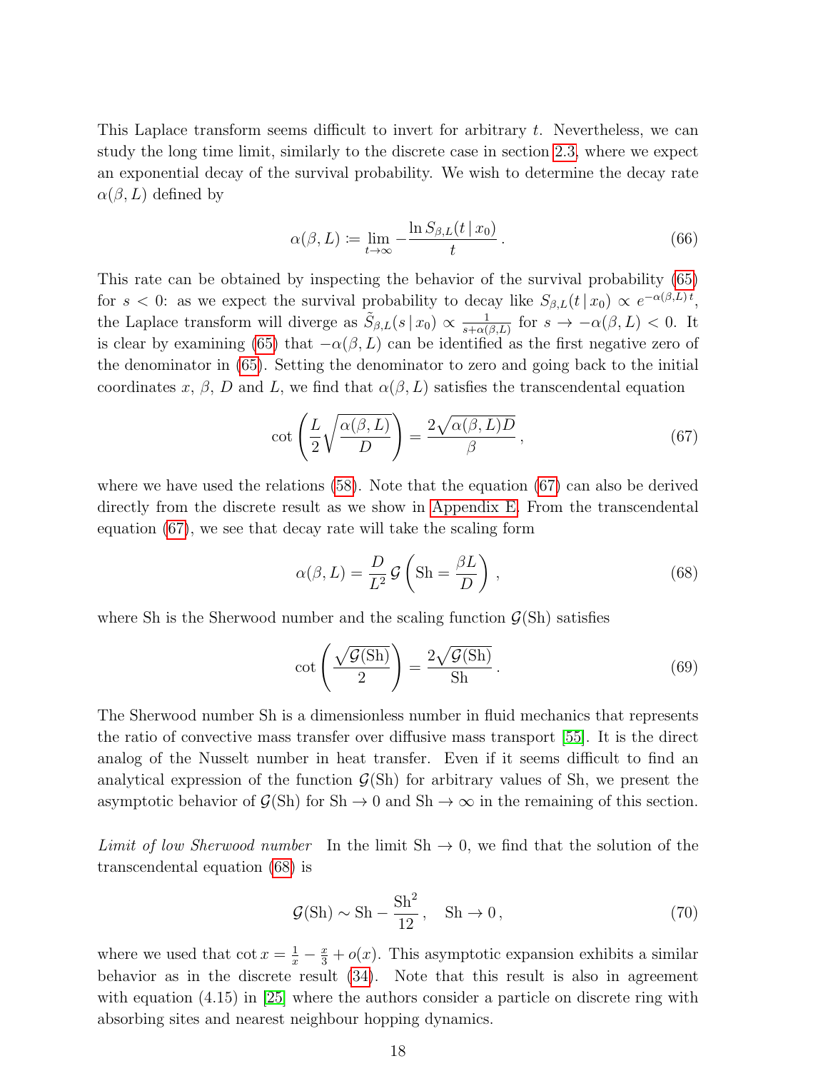This Laplace transform seems difficult to invert for arbitrary $t$. Nevertheless, we can study the long time limit, similarly to the discrete case in section 2.3, where we expect an exponential decay of the survival probability. We wish to determine the decay rate $\alpha(\beta, L)$ defined by

$$\alpha(\beta, L) \coloneqq \lim_{t\to\infty} -\frac{\ln S_{\beta,L}(t\,|\,x_0)}{t}\,. \tag{66}$$

This rate can be obtained by inspecting the behavior of the survival probability (65) for $s < 0$: as we expect the survival probability to decay like $S_{\beta,L}(t\,|\,x_0) \propto e^{-\alpha(\beta,L)\,t}$, the Laplace transform will diverge as $\tilde{S}_{\beta,L}(s\,|\,x_0) \propto \frac{1}{s+\alpha(\beta,L)}$ for $s \to -\alpha(\beta, L) < 0$. It is clear by examining (65) that $-\alpha(\beta, L)$ can be identified as the first negative zero of the denominator in (65). Setting the denominator to zero and going back to the initial coordinates $x$, $\beta$, $D$ and $L$, we find that $\alpha(\beta, L)$ satisfies the transcendental equation

$$\cot\left(\frac{L}{2}\sqrt{\frac{\alpha(\beta, L)}{D}}\right) = \frac{2\sqrt{\alpha(\beta, L)D}}{\beta}\,, \tag{67}$$

where we have used the relations (58). Note that the equation (67) can also be derived directly from the discrete result as we show in Appendix E. From the transcendental equation (67), we see that decay rate will take the scaling form

$$\alpha(\beta, L) = \frac{D}{L^2}\,\mathcal{G}\left(\mathrm{Sh} = \frac{\beta L}{D}\right)\,, \tag{68}$$

where Sh is the Sherwood number and the scaling function $\mathcal{G}(\mathrm{Sh})$ satisfies

$$\cot\left(\frac{\sqrt{\mathcal{G}(\mathrm{Sh})}}{2}\right) = \frac{2\sqrt{\mathcal{G}(\mathrm{Sh})}}{\mathrm{Sh}}\,. \tag{69}$$

The Sherwood number Sh is a dimensionless number in fluid mechanics that represents the ratio of convective mass transfer over diffusive mass transport [55]. It is the direct analog of the Nusselt number in heat transfer. Even if it seems difficult to find an analytical expression of the function $\mathcal{G}(\mathrm{Sh})$ for arbitrary values of Sh, we present the asymptotic behavior of $\mathcal{G}(\mathrm{Sh})$ for $\mathrm{Sh} \to 0$ and $\mathrm{Sh} \to \infty$ in the remaining of this section.

*Limit of low Sherwood number* In the limit $\mathrm{Sh} \to 0$, we find that the solution of the transcendental equation (68) is

$$\mathcal{G}(\mathrm{Sh}) \sim \mathrm{Sh} - \frac{\mathrm{Sh}^2}{12}\,, \quad \mathrm{Sh} \to 0\,, \tag{70}$$

where we used that $\cot x = \frac{1}{x} - \frac{x}{3} + o(x)$. This asymptotic expansion exhibits a similar behavior as in the discrete result (34). Note that this result is also in agreement with equation (4.15) in [25] where the authors consider a particle on discrete ring with absorbing sites and nearest neighbour hopping dynamics.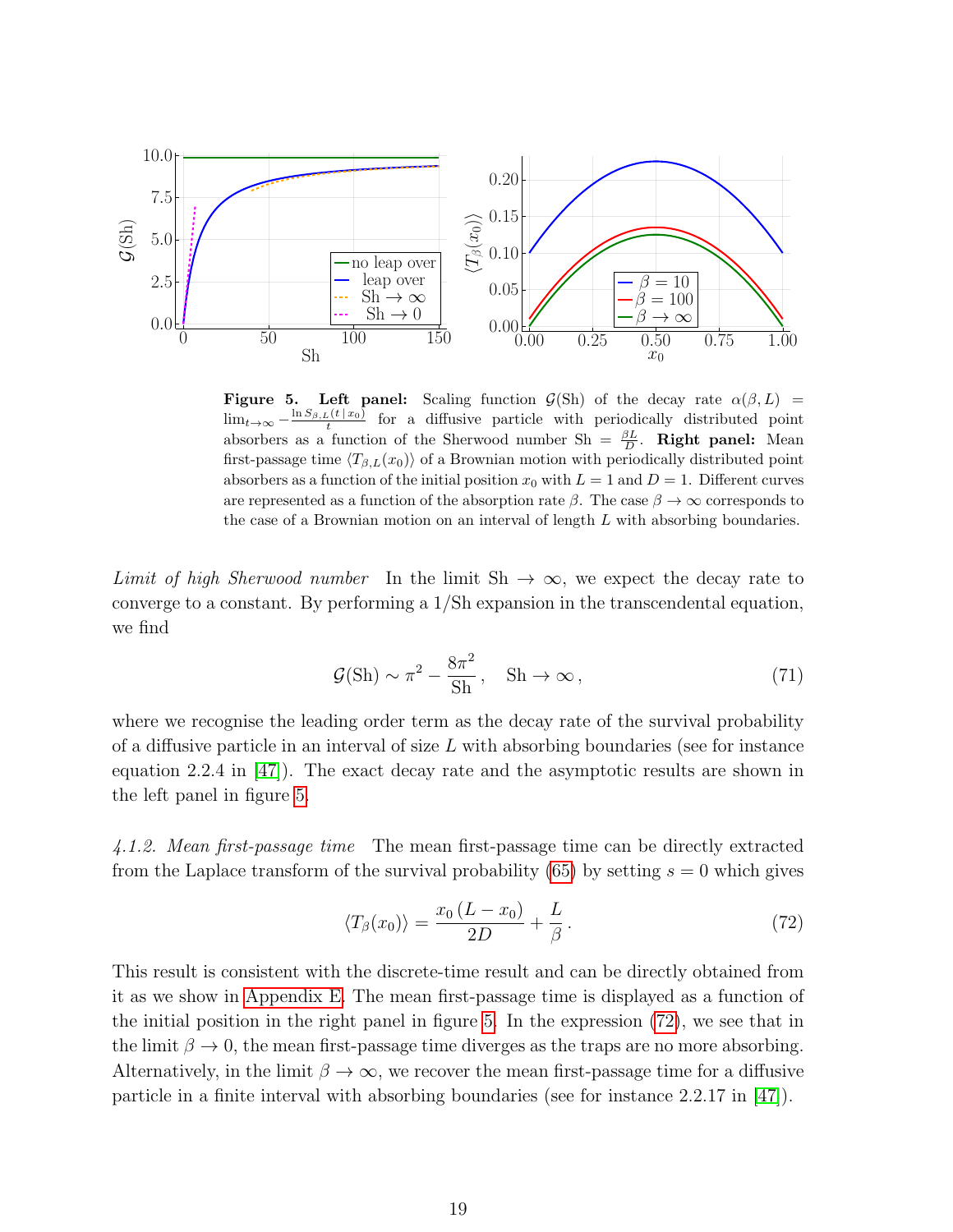10.0
7.5
5.0
2.5
0.0
$\mathcal{G}(\mathrm{Sh})$
0
50
100
150
Sh
no leap over
leap over
$\mathrm{Sh} \to \infty$
$\mathrm{Sh} \to 0$

0.20
0.15
0.10
0.05
0.00
$\langle T_\beta(x_0)\rangle$
0.00
0.25
0.50
0.75
1.00
$x_0$
$\beta = 10$
$\beta = 100$
$\beta \to \infty$

**Figure 5. Left panel:** Scaling function $\mathcal{G}(\mathrm{Sh})$ of the decay rate $\alpha(\beta, L) = \lim_{t\to\infty} -\frac{\ln S_{\beta,L}(t\,|\,x_0)}{t}$ for a diffusive particle with periodically distributed point absorbers as a function of the Sherwood number $\mathrm{Sh} = \frac{\beta L}{D}$. **Right panel:** Mean first-passage time $\langle T_{\beta,L}(x_0)\rangle$ of a Brownian motion with periodically distributed point absorbers as a function of the initial position $x_0$ with $L = 1$ and $D = 1$. Different curves are represented as a function of the absorption rate $\beta$. The case $\beta \to \infty$ corresponds to the case of a Brownian motion on an interval of length $L$ with absorbing boundaries.

*Limit of high Sherwood number* In the limit $\mathrm{Sh} \to \infty$, we expect the decay rate to converge to a constant. By performing a $1/\mathrm{Sh}$ expansion in the transcendental equation, we find

$$\mathcal{G}(\mathrm{Sh}) \sim \pi^2 - \frac{8\pi^2}{\mathrm{Sh}}, \quad \mathrm{Sh} \to \infty, \tag{71}$$

where we recognise the leading order term as the decay rate of the survival probability of a diffusive particle in an interval of size $L$ with absorbing boundaries (see for instance equation 2.2.4 in [47]). The exact decay rate and the asymptotic results are shown in the left panel in figure 5.

*4.1.2. Mean first-passage time* The mean first-passage time can be directly extracted from the Laplace transform of the survival probability (65) by setting $s = 0$ which gives

$$\langle T_\beta(x_0)\rangle = \frac{x_0\,(L - x_0)}{2D} + \frac{L}{\beta}. \tag{72}$$

This result is consistent with the discrete-time result and can be directly obtained from it as we show in Appendix E. The mean first-passage time is displayed as a function of the initial position in the right panel in figure 5. In the expression (72), we see that in the limit $\beta \to 0$, the mean first-passage time diverges as the traps are no more absorbing. Alternatively, in the limit $\beta \to \infty$, we recover the mean first-passage time for a diffusive particle in a finite interval with absorbing boundaries (see for instance 2.2.17 in [47]).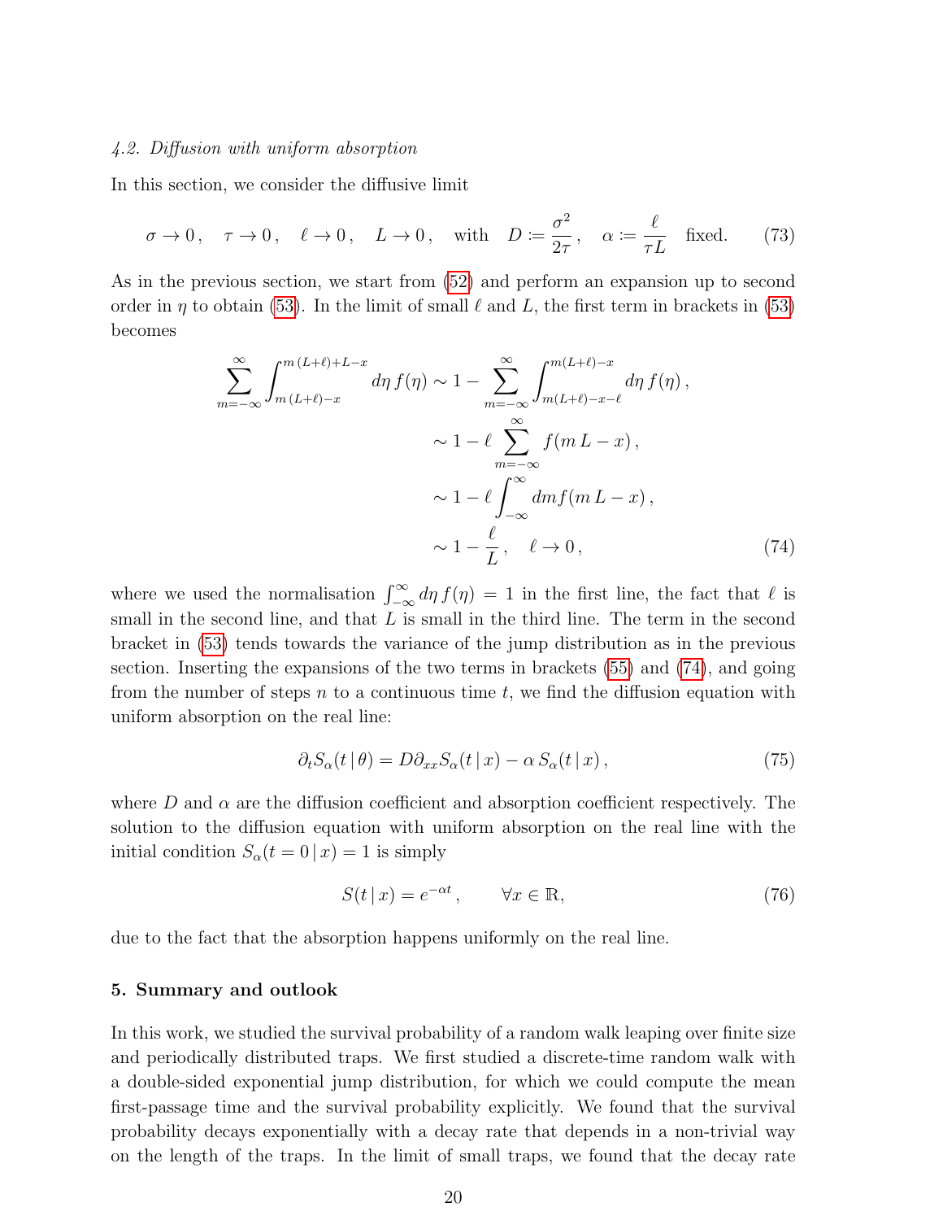### 4.2. Diffusion with uniform absorption

In this section, we consider the diffusive limit

$$\sigma \to 0\,, \quad \tau \to 0\,, \quad \ell \to 0\,, \quad L \to 0\,, \quad \text{with} \quad D := \frac{\sigma^2}{2\tau}\,, \quad \alpha := \frac{\ell}{\tau L} \quad \text{fixed.} \tag{73}$$

As in the previous section, we start from (52) and perform an expansion up to second order in $\eta$ to obtain (53). In the limit of small $\ell$ and $L$, the first term in brackets in (53) becomes

$$\begin{aligned}
\sum_{m=-\infty}^{\infty} \int_{m\,(L+\ell)-x}^{m\,(L+\ell)+L-x} d\eta\, f(\eta) &\sim 1 - \sum_{m=-\infty}^{\infty} \int_{m(L+\ell)-x-\ell}^{m(L+\ell)-x} d\eta\, f(\eta)\,, \\
&\sim 1 - \ell \sum_{m=-\infty}^{\infty} f(m\,L - x)\,, \\
&\sim 1 - \ell \int_{-\infty}^{\infty} dm f(m\,L - x)\,, \\
&\sim 1 - \frac{\ell}{L}\,, \quad \ell \to 0\,,
\end{aligned} \tag{74}$$

where we used the normalisation $\int_{-\infty}^{\infty} d\eta\, f(\eta) = 1$ in the first line, the fact that $\ell$ is small in the second line, and that $L$ is small in the third line. The term in the second bracket in (53) tends towards the variance of the jump distribution as in the previous section. Inserting the expansions of the two terms in brackets (55) and (74), and going from the number of steps $n$ to a continuous time $t$, we find the diffusion equation with uniform absorption on the real line:

$$\partial_t S_\alpha(t\,|\,\theta) = D\partial_{xx} S_\alpha(t\,|\,x) - \alpha\, S_\alpha(t\,|\,x)\,, \tag{75}$$

where $D$ and $\alpha$ are the diffusion coefficient and absorption coefficient respectively. The solution to the diffusion equation with uniform absorption on the real line with the initial condition $S_\alpha(t = 0\,|\,x) = 1$ is simply

$$S(t\,|\,x) = e^{-\alpha t}\,, \qquad \forall x \in \mathbb{R}, \tag{76}$$

due to the fact that the absorption happens uniformly on the real line.

## 5. Summary and outlook

In this work, we studied the survival probability of a random walk leaping over finite size and periodically distributed traps. We first studied a discrete-time random walk with a double-sided exponential jump distribution, for which we could compute the mean first-passage time and the survival probability explicitly. We found that the survival probability decays exponentially with a decay rate that depends in a non-trivial way on the length of the traps. In the limit of small traps, we found that the decay rate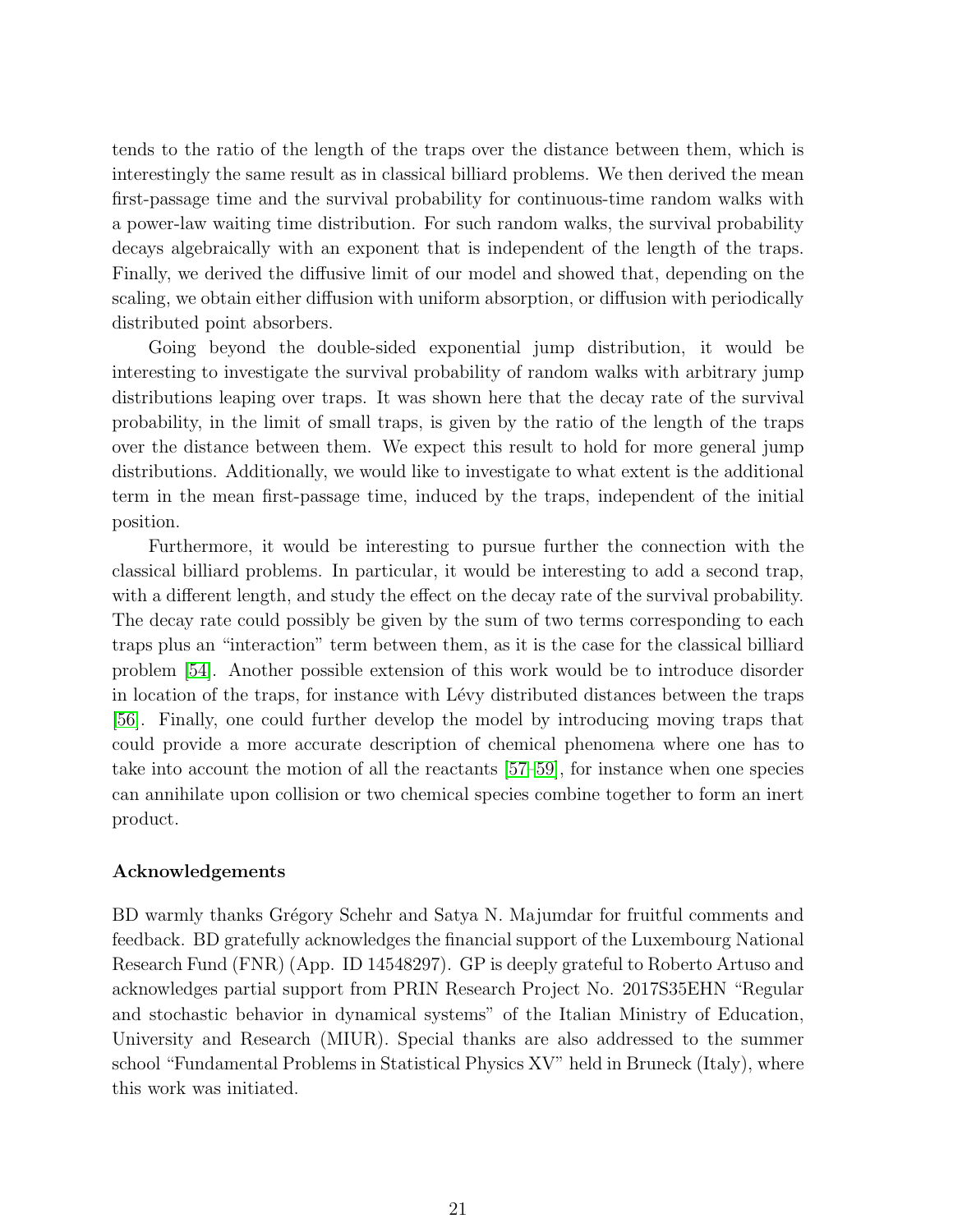tends to the ratio of the length of the traps over the distance between them, which is interestingly the same result as in classical billiard problems. We then derived the mean first-passage time and the survival probability for continuous-time random walks with a power-law waiting time distribution. For such random walks, the survival probability decays algebraically with an exponent that is independent of the length of the traps. Finally, we derived the diffusive limit of our model and showed that, depending on the scaling, we obtain either diffusion with uniform absorption, or diffusion with periodically distributed point absorbers.

Going beyond the double-sided exponential jump distribution, it would be interesting to investigate the survival probability of random walks with arbitrary jump distributions leaping over traps. It was shown here that the decay rate of the survival probability, in the limit of small traps, is given by the ratio of the length of the traps over the distance between them. We expect this result to hold for more general jump distributions. Additionally, we would like to investigate to what extent is the additional term in the mean first-passage time, induced by the traps, independent of the initial position.

Furthermore, it would be interesting to pursue further the connection with the classical billiard problems. In particular, it would be interesting to add a second trap, with a different length, and study the effect on the decay rate of the survival probability. The decay rate could possibly be given by the sum of two terms corresponding to each traps plus an "interaction" term between them, as it is the case for the classical billiard problem [54]. Another possible extension of this work would be to introduce disorder in location of the traps, for instance with Lévy distributed distances between the traps [56]. Finally, one could further develop the model by introducing moving traps that could provide a more accurate description of chemical phenomena where one has to take into account the motion of all the reactants [57–59], for instance when one species can annihilate upon collision or two chemical species combine together to form an inert product.

### Acknowledgements

BD warmly thanks Grégory Schehr and Satya N. Majumdar for fruitful comments and feedback. BD gratefully acknowledges the financial support of the Luxembourg National Research Fund (FNR) (App. ID 14548297). GP is deeply grateful to Roberto Artuso and acknowledges partial support from PRIN Research Project No. 2017S35EHN "Regular and stochastic behavior in dynamical systems" of the Italian Ministry of Education, University and Research (MIUR). Special thanks are also addressed to the summer school "Fundamental Problems in Statistical Physics XV" held in Bruneck (Italy), where this work was initiated.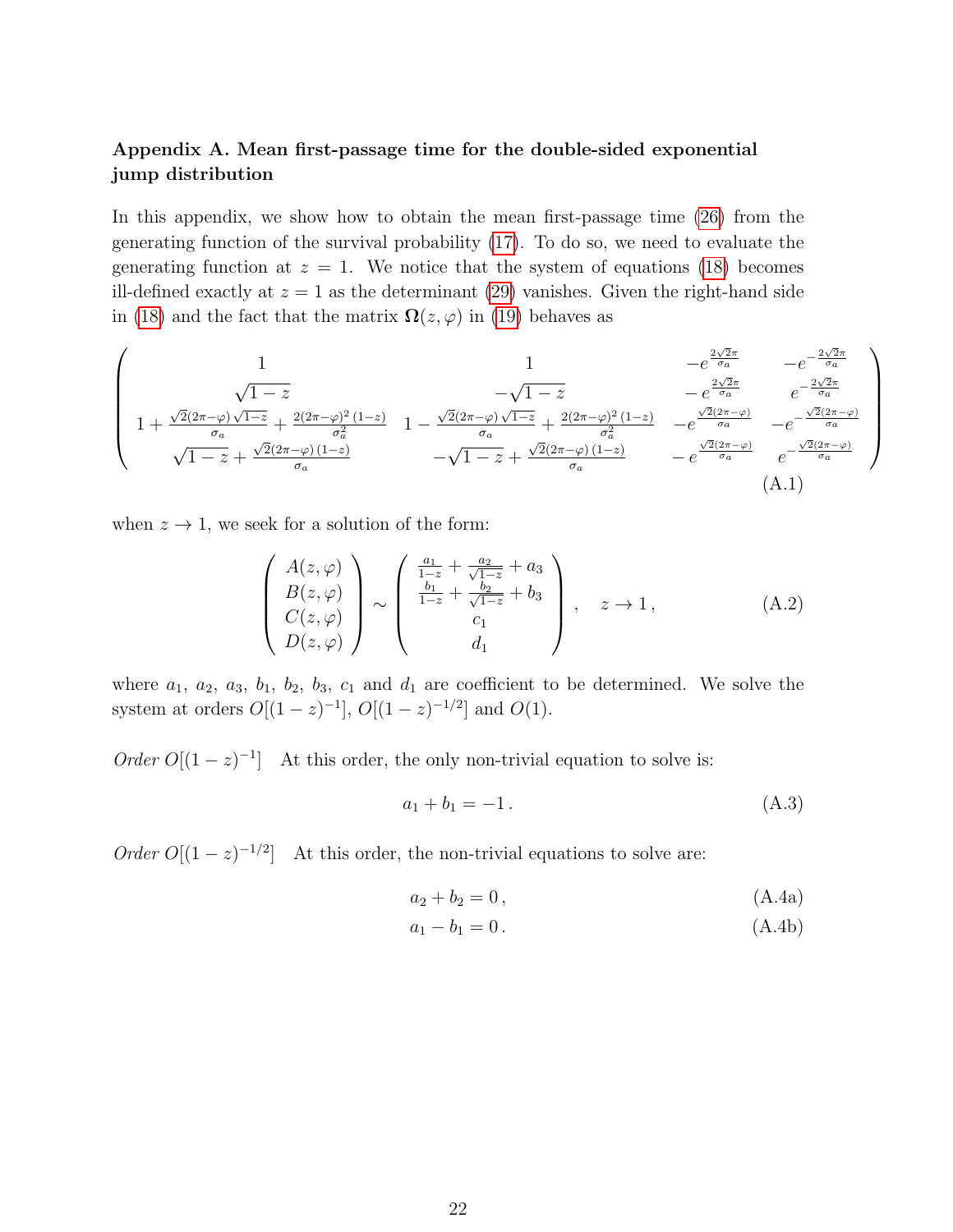## Appendix A. Mean first-passage time for the double-sided exponential jump distribution

In this appendix, we show how to obtain the mean first-passage time (26) from the generating function of the survival probability (17). To do so, we need to evaluate the generating function at $z = 1$. We notice that the system of equations (18) becomes ill-defined exactly at $z = 1$ as the determinant (29) vanishes. Given the right-hand side in (18) and the fact that the matrix $\mathbf{\Omega}(z, \varphi)$ in (19) behaves as

$$\begin{pmatrix} 1 & 1 & -e^{\frac{2\sqrt{2}\pi}{\sigma_a}} & -e^{-\frac{2\sqrt{2}\pi}{\sigma_a}} \\ \sqrt{1-z} & -\sqrt{1-z} & -e^{\frac{2\sqrt{2}\pi}{\sigma_a}} & e^{-\frac{2\sqrt{2}\pi}{\sigma_a}} \\ 1+\frac{\sqrt{2}(2\pi-\varphi)\sqrt{1-z}}{\sigma_a}+\frac{2(2\pi-\varphi)^2(1-z)}{\sigma_a^2} & 1-\frac{\sqrt{2}(2\pi-\varphi)\sqrt{1-z}}{\sigma_a}+\frac{2(2\pi-\varphi)^2(1-z)}{\sigma_a^2} & -e^{\frac{\sqrt{2}(2\pi-\varphi)}{\sigma_a}} & -e^{-\frac{\sqrt{2}(2\pi-\varphi)}{\sigma_a}} \\ \sqrt{1-z}+\frac{\sqrt{2}(2\pi-\varphi)(1-z)}{\sigma_a} & -\sqrt{1-z}+\frac{\sqrt{2}(2\pi-\varphi)(1-z)}{\sigma_a} & -e^{\frac{\sqrt{2}(2\pi-\varphi)}{\sigma_a}} & e^{-\frac{\sqrt{2}(2\pi-\varphi)}{\sigma_a}} \end{pmatrix} \tag{A.1}$$

when $z \to 1$, we seek for a solution of the form:

$$\begin{pmatrix} A(z,\varphi) \\ B(z,\varphi) \\ C(z,\varphi) \\ D(z,\varphi) \end{pmatrix} \sim \begin{pmatrix} \frac{a_1}{1-z}+\frac{a_2}{\sqrt{1-z}}+a_3 \\ \frac{b_1}{1-z}+\frac{b_2}{\sqrt{1-z}}+b_3 \\ c_1 \\ d_1 \end{pmatrix}, \quad z \to 1\,, \tag{A.2}$$

where $a_1$, $a_2$, $a_3$, $b_1$, $b_2$, $b_3$, $c_1$ and $d_1$ are coefficient to be determined. We solve the system at orders $O[(1-z)^{-1}]$, $O[(1-z)^{-1/2}]$ and $O(1)$.

*Order* $O[(1-z)^{-1}]$ At this order, the only non-trivial equation to solve is:

$$a_1 + b_1 = -1\,. \tag{A.3}$$

*Order* $O[(1-z)^{-1/2}]$ At this order, the non-trivial equations to solve are:

$$a_2 + b_2 = 0\,, \tag{A.4a}$$

$$a_1 - b_1 = 0\,. \tag{A.4b}$$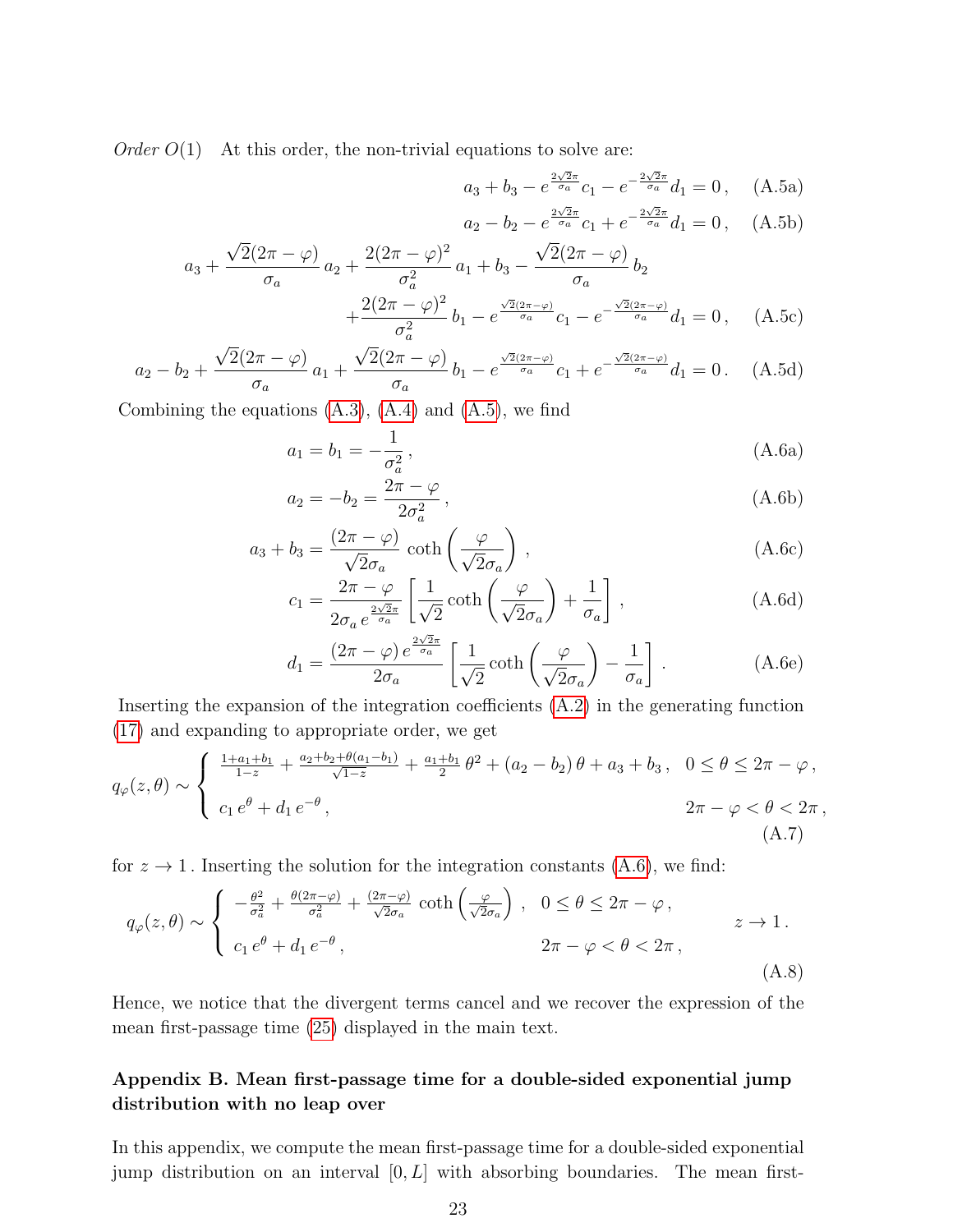*Order $O(1)$* At this order, the non-trivial equations to solve are:

$$a_3 + b_3 - e^{\frac{2\sqrt{2}\pi}{\sigma_a}} c_1 - e^{-\frac{2\sqrt{2}\pi}{\sigma_a}} d_1 = 0\,, \tag{A.5a}$$

$$a_2 - b_2 - e^{\frac{2\sqrt{2}\pi}{\sigma_a}} c_1 + e^{-\frac{2\sqrt{2}\pi}{\sigma_a}} d_1 = 0\,, \tag{A.5b}$$

$$\begin{aligned} a_3 + \frac{\sqrt{2}(2\pi-\varphi)}{\sigma_a}\, a_2 + \frac{2(2\pi-\varphi)^2}{\sigma_a^2}\, a_1 + b_3 - \frac{\sqrt{2}(2\pi-\varphi)}{\sigma_a}\, b_2 \\ + \frac{2(2\pi-\varphi)^2}{\sigma_a^2}\, b_1 - e^{\frac{\sqrt{2}(2\pi-\varphi)}{\sigma_a}} c_1 - e^{-\frac{\sqrt{2}(2\pi-\varphi)}{\sigma_a}} d_1 = 0\,, \end{aligned} \tag{A.5c}$$

$$a_2 - b_2 + \frac{\sqrt{2}(2\pi-\varphi)}{\sigma_a}\, a_1 + \frac{\sqrt{2}(2\pi-\varphi)}{\sigma_a}\, b_1 - e^{\frac{\sqrt{2}(2\pi-\varphi)}{\sigma_a}} c_1 + e^{-\frac{\sqrt{2}(2\pi-\varphi)}{\sigma_a}} d_1 = 0\,. \tag{A.5d}$$

Combining the equations (A.3), (A.4) and (A.5), we find

$$a_1 = b_1 = -\frac{1}{\sigma_a^2}\,, \tag{A.6a}$$

$$a_2 = -b_2 = \frac{2\pi-\varphi}{2\sigma_a^2}\,, \tag{A.6b}$$

$$a_3 + b_3 = \frac{(2\pi-\varphi)}{\sqrt{2}\sigma_a}\,\coth\left(\frac{\varphi}{\sqrt{2}\sigma_a}\right)\,, \tag{A.6c}$$

$$c_1 = \frac{2\pi-\varphi}{2\sigma_a\, e^{\frac{2\sqrt{2}\pi}{\sigma_a}}}\left[\frac{1}{\sqrt{2}}\coth\left(\frac{\varphi}{\sqrt{2}\sigma_a}\right) + \frac{1}{\sigma_a}\right]\,, \tag{A.6d}$$

$$d_1 = \frac{(2\pi-\varphi)\, e^{\frac{2\sqrt{2}\pi}{\sigma_a}}}{2\sigma_a}\left[\frac{1}{\sqrt{2}}\coth\left(\frac{\varphi}{\sqrt{2}\sigma_a}\right) - \frac{1}{\sigma_a}\right]\,. \tag{A.6e}$$

Inserting the expansion of the integration coefficients (A.2) in the generating function (17) and expanding to appropriate order, we get

$$q_\varphi(z,\theta) \sim \begin{cases} \frac{1+a_1+b_1}{1-z} + \frac{a_2+b_2+\theta(a_1-b_1)}{\sqrt{1-z}} + \frac{a_1+b_1}{2}\,\theta^2 + (a_2-b_2)\,\theta + a_3 + b_3\,, & 0 \le \theta \le 2\pi-\varphi\,, \\ c_1\, e^{\theta} + d_1\, e^{-\theta}\,, & 2\pi-\varphi < \theta < 2\pi\,, \end{cases} \tag{A.7}$$

for $z \to 1$. Inserting the solution for the integration constants (A.6), we find:

$$q_\varphi(z,\theta) \sim \begin{cases} -\frac{\theta^2}{\sigma_a^2} + \frac{\theta(2\pi-\varphi)}{\sigma_a^2} + \frac{(2\pi-\varphi)}{\sqrt{2}\sigma_a}\,\coth\left(\frac{\varphi}{\sqrt{2}\sigma_a}\right)\,, & 0 \le \theta \le 2\pi-\varphi\,, \\ c_1\, e^{\theta} + d_1\, e^{-\theta}\,, & 2\pi-\varphi < \theta < 2\pi\,, \end{cases} \quad z \to 1\,. \tag{A.8}$$

Hence, we notice that the divergent terms cancel and we recover the expression of the mean first-passage time (25) displayed in the main text.

## Appendix B. Mean first-passage time for a double-sided exponential jump distribution with no leap over

In this appendix, we compute the mean first-passage time for a double-sided exponential jump distribution on an interval $[0, L]$ with absorbing boundaries. The mean first-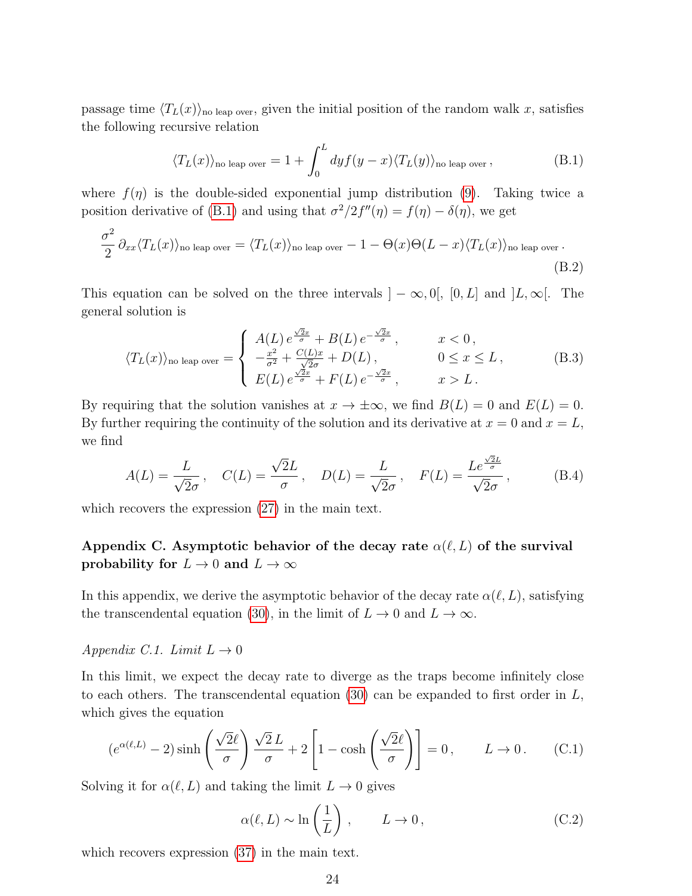passage time $\langle T_L(x)\rangle_{\text{no leap over}}$, given the initial position of the random walk $x$, satisfies the following recursive relation

$$\langle T_L(x)\rangle_{\text{no leap over}} = 1 + \int_0^L dy f(y-x)\langle T_L(y)\rangle_{\text{no leap over}}\,, \tag{B.1}$$

where $f(\eta)$ is the double-sided exponential jump distribution (9). Taking twice a position derivative of (B.1) and using that $\sigma^2/2f''(\eta) = f(\eta) - \delta(\eta)$, we get

$$\frac{\sigma^2}{2}\,\partial_{xx}\langle T_L(x)\rangle_{\text{no leap over}} = \langle T_L(x)\rangle_{\text{no leap over}} - 1 - \Theta(x)\Theta(L-x)\langle T_L(x)\rangle_{\text{no leap over}}\,. \tag{B.2}$$

This equation can be solved on the three intervals $]-\infty,0[$, $[0,L]$ and $]L,\infty[$. The general solution is

$$\langle T_L(x)\rangle_{\text{no leap over}} = \begin{cases} A(L)\,e^{\frac{\sqrt{2}x}{\sigma}} + B(L)\,e^{-\frac{\sqrt{2}x}{\sigma}}\,, & x<0\,,\\ -\frac{x^2}{\sigma^2} + \frac{C(L)x}{\sqrt{2}\sigma} + D(L)\,, & 0\le x\le L\,,\\ E(L)\,e^{\frac{\sqrt{2}x}{\sigma}} + F(L)\,e^{-\frac{\sqrt{2}x}{\sigma}}\,, & x>L\,. \end{cases} \tag{B.3}$$

By requiring that the solution vanishes at $x\to\pm\infty$, we find $B(L)=0$ and $E(L)=0$. By further requiring the continuity of the solution and its derivative at $x=0$ and $x=L$, we find

$$A(L) = \frac{L}{\sqrt{2}\sigma}\,,\quad C(L) = \frac{\sqrt{2}L}{\sigma}\,,\quad D(L) = \frac{L}{\sqrt{2}\sigma}\,,\quad F(L) = \frac{Le^{\frac{\sqrt{2}L}{\sigma}}}{\sqrt{2}\sigma}\,, \tag{B.4}$$

which recovers the expression (27) in the main text.

## Appendix C. Asymptotic behavior of the decay rate $\alpha(\ell, L)$ of the survival probability for $L\to 0$ and $L\to\infty$

In this appendix, we derive the asymptotic behavior of the decay rate $\alpha(\ell,L)$, satisfying the transcendental equation (30), in the limit of $L\to 0$ and $L\to\infty$.

### *Appendix C.1. Limit $L\to 0$*

In this limit, we expect the decay rate to diverge as the traps become infinitely close to each others. The transcendental equation (30) can be expanded to first order in $L$, which gives the equation

$$(e^{\alpha(\ell,L)} - 2)\sinh\left(\frac{\sqrt{2}\ell}{\sigma}\right)\frac{\sqrt{2}\,L}{\sigma} + 2\left[1-\cosh\left(\frac{\sqrt{2}\ell}{\sigma}\right)\right] = 0\,,\qquad L\to 0\,. \tag{C.1}$$

Solving it for $\alpha(\ell,L)$ and taking the limit $L\to 0$ gives

$$\alpha(\ell,L) \sim \ln\left(\frac{1}{L}\right)\,,\qquad L\to 0\,, \tag{C.2}$$

which recovers expression (37) in the main text.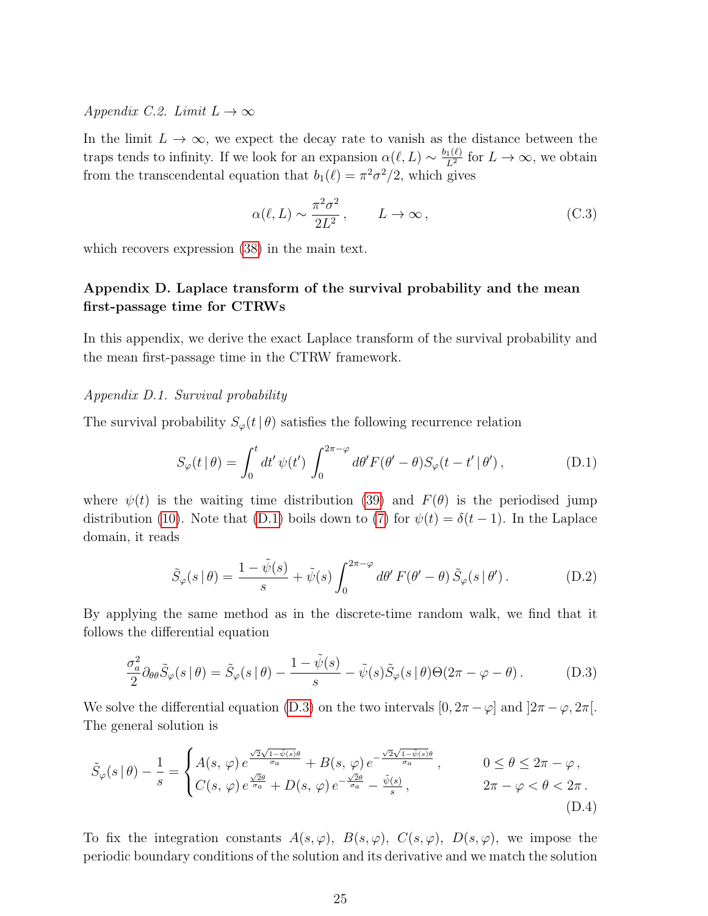*Appendix C.2. Limit $L \to \infty$*

In the limit $L \to \infty$, we expect the decay rate to vanish as the distance between the traps tends to infinity. If we look for an expansion $\alpha(\ell, L) \sim \frac{b_1(\ell)}{L^2}$ for $L \to \infty$, we obtain from the transcendental equation that $b_1(\ell) = \pi^2\sigma^2/2$, which gives

$$\alpha(\ell, L) \sim \frac{\pi^2\sigma^2}{2L^2}\,, \qquad L \to \infty\,, \tag{C.3}$$

which recovers expression (38) in the main text.

## Appendix D. Laplace transform of the survival probability and the mean first-passage time for CTRWs

In this appendix, we derive the exact Laplace transform of the survival probability and the mean first-passage time in the CTRW framework.

*Appendix D.1. Survival probability*

The survival probability $S_\varphi(t\,|\,\theta)$ satisfies the following recurrence relation

$$S_\varphi(t\,|\,\theta) = \int_0^t dt'\, \psi(t') \int_0^{2\pi-\varphi} d\theta' F(\theta'-\theta) S_\varphi(t-t'\,|\,\theta')\,, \tag{D.1}$$

where $\psi(t)$ is the waiting time distribution (39) and $F(\theta)$ is the periodised jump distribution (10). Note that (D.1) boils down to (7) for $\psi(t) = \delta(t-1)$. In the Laplace domain, it reads

$$\tilde{S}_\varphi(s\,|\,\theta) = \frac{1-\tilde{\psi}(s)}{s} + \tilde{\psi}(s)\int_0^{2\pi-\varphi} d\theta'\, F(\theta'-\theta)\, \tilde{S}_\varphi(s\,|\,\theta')\,. \tag{D.2}$$

By applying the same method as in the discrete-time random walk, we find that it follows the differential equation

$$\frac{\sigma_a^2}{2}\partial_{\theta\theta}\tilde{S}_\varphi(s\,|\,\theta) = \tilde{S}_\varphi(s\,|\,\theta) - \frac{1-\tilde{\psi}(s)}{s} - \tilde{\psi}(s)\tilde{S}_\varphi(s\,|\,\theta)\Theta(2\pi-\varphi-\theta)\,. \tag{D.3}$$

We solve the differential equation (D.3) on the two intervals $[0, 2\pi-\varphi]$ and $]2\pi-\varphi, 2\pi[$. The general solution is

$$\tilde{S}_\varphi(s\,|\,\theta) - \frac{1}{s} = \begin{cases} A(s,\,\varphi)\, e^{\frac{\sqrt{2}\sqrt{1-\tilde{\psi}(s)}\theta}{\sigma_a}} + B(s,\,\varphi)\, e^{-\frac{\sqrt{2}\sqrt{1-\tilde{\psi}(s)}\theta}{\sigma_a}}\,, & 0 \le \theta \le 2\pi-\varphi\,, \\ C(s,\,\varphi)\, e^{\frac{\sqrt{2}\theta}{\sigma_a}} + D(s,\,\varphi)\, e^{-\frac{\sqrt{2}\theta}{\sigma_a}} - \frac{\tilde{\psi}(s)}{s}\,, & 2\pi-\varphi < \theta < 2\pi\,. \end{cases} \tag{D.4}$$

To fix the integration constants $A(s,\varphi)$, $B(s,\varphi)$, $C(s,\varphi)$, $D(s,\varphi)$, we impose the periodic boundary conditions of the solution and its derivative and we match the solution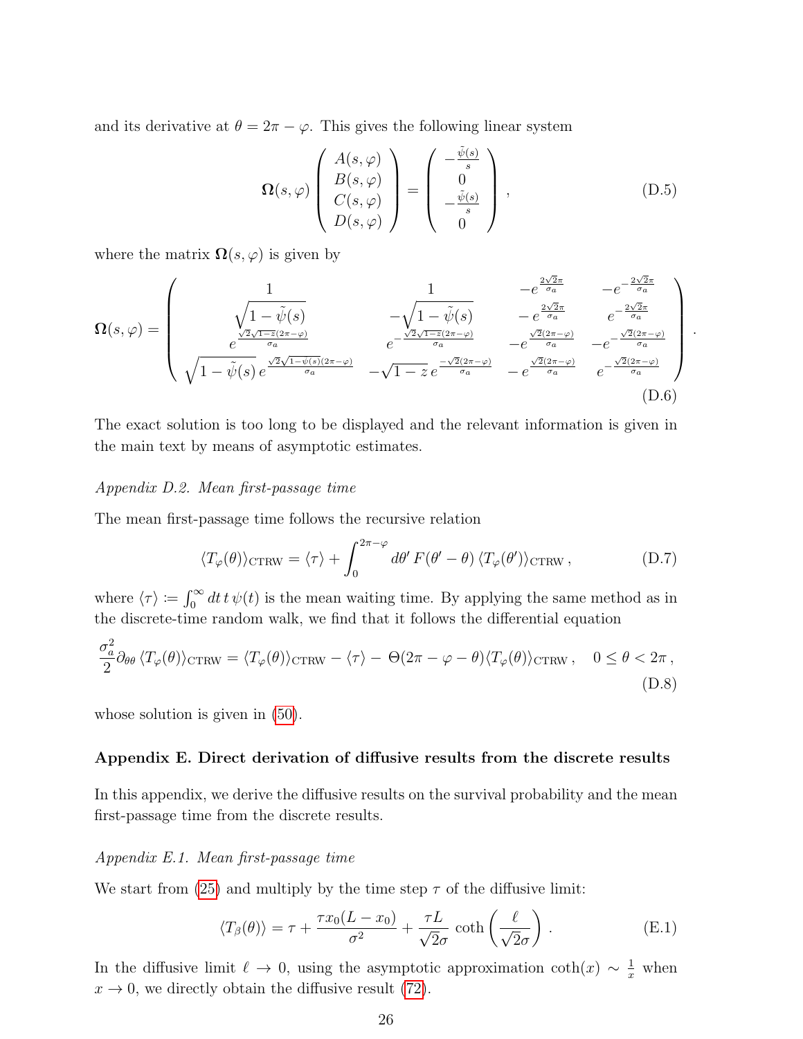and its derivative at $\theta = 2\pi - \varphi$. This gives the following linear system

$$
\mathbf{\Omega}(s,\varphi) \begin{pmatrix} A(s,\varphi) \\ B(s,\varphi) \\ C(s,\varphi) \\ D(s,\varphi) \end{pmatrix} = \begin{pmatrix} -\frac{\tilde{\psi}(s)}{s} \\ 0 \\ -\frac{\tilde{\psi}(s)}{s} \\ 0 \end{pmatrix} , \tag{D.5}
$$

where the matrix $\mathbf{\Omega}(s,\varphi)$ is given by

$$
\mathbf{\Omega}(s,\varphi) = \begin{pmatrix} 1 & 1 & -e^{\frac{2\sqrt{2}\pi}{\sigma_a}} & -e^{-\frac{2\sqrt{2}\pi}{\sigma_a}} \\ \sqrt{1-\tilde{\psi}(s)} & -\sqrt{1-\tilde{\psi}(s)} & -e^{\frac{2\sqrt{2}\pi}{\sigma_a}} & e^{-\frac{2\sqrt{2}\pi}{\sigma_a}} \\ e^{\frac{\sqrt{2}\sqrt{1-z}(2\pi-\varphi)}{\sigma_a}} & e^{-\frac{\sqrt{2}\sqrt{1-z}(2\pi-\varphi)}{\sigma_a}} & -e^{\frac{\sqrt{2}(2\pi-\varphi)}{\sigma_a}} & -e^{-\frac{\sqrt{2}(2\pi-\varphi)}{\sigma_a}} \\ \sqrt{1-\tilde{\psi}(s)}\, e^{\frac{\sqrt{2}\sqrt{1-\tilde{\psi}(s)}(2\pi-\varphi)}{\sigma_a}} & -\sqrt{1-z}\, e^{\frac{-\sqrt{2}(2\pi-\varphi)}{\sigma_a}} & -e^{\frac{\sqrt{2}(2\pi-\varphi)}{\sigma_a}} & e^{-\frac{\sqrt{2}(2\pi-\varphi)}{\sigma_a}} \end{pmatrix} . \tag{D.6}
$$

The exact solution is too long to be displayed and the relevant information is given in the main text by means of asymptotic estimates.

*Appendix D.2. Mean first-passage time*

The mean first-passage time follows the recursive relation

$$
\langle T_\varphi(\theta)\rangle_{\text{CTRW}} = \langle \tau \rangle + \int_0^{2\pi-\varphi} d\theta'\, F(\theta'-\theta)\, \langle T_\varphi(\theta')\rangle_{\text{CTRW}} , \tag{D.7}
$$

where $\langle \tau \rangle := \int_0^\infty dt\, t\, \psi(t)$ is the mean waiting time. By applying the same method as in the discrete-time random walk, we find that it follows the differential equation

$$
\frac{\sigma_a^2}{2}\partial_{\theta\theta} \langle T_\varphi(\theta)\rangle_{\text{CTRW}} = \langle T_\varphi(\theta)\rangle_{\text{CTRW}} - \langle \tau \rangle - \Theta(2\pi-\varphi-\theta)\langle T_\varphi(\theta)\rangle_{\text{CTRW}} , \quad 0 \le \theta < 2\pi , \tag{D.8}
$$

whose solution is given in (50).

## Appendix E. Direct derivation of diffusive results from the discrete results

In this appendix, we derive the diffusive results on the survival probability and the mean first-passage time from the discrete results.

*Appendix E.1. Mean first-passage time*

We start from (25) and multiply by the time step $\tau$ of the diffusive limit:

$$
\langle T_\beta(\theta)\rangle = \tau + \frac{\tau x_0(L-x_0)}{\sigma^2} + \frac{\tau L}{\sqrt{2}\sigma} \coth\left(\frac{\ell}{\sqrt{2}\sigma}\right) . \tag{E.1}
$$

In the diffusive limit $\ell \to 0$, using the asymptotic approximation $\coth(x) \sim \frac{1}{x}$ when $x \to 0$, we directly obtain the diffusive result (72).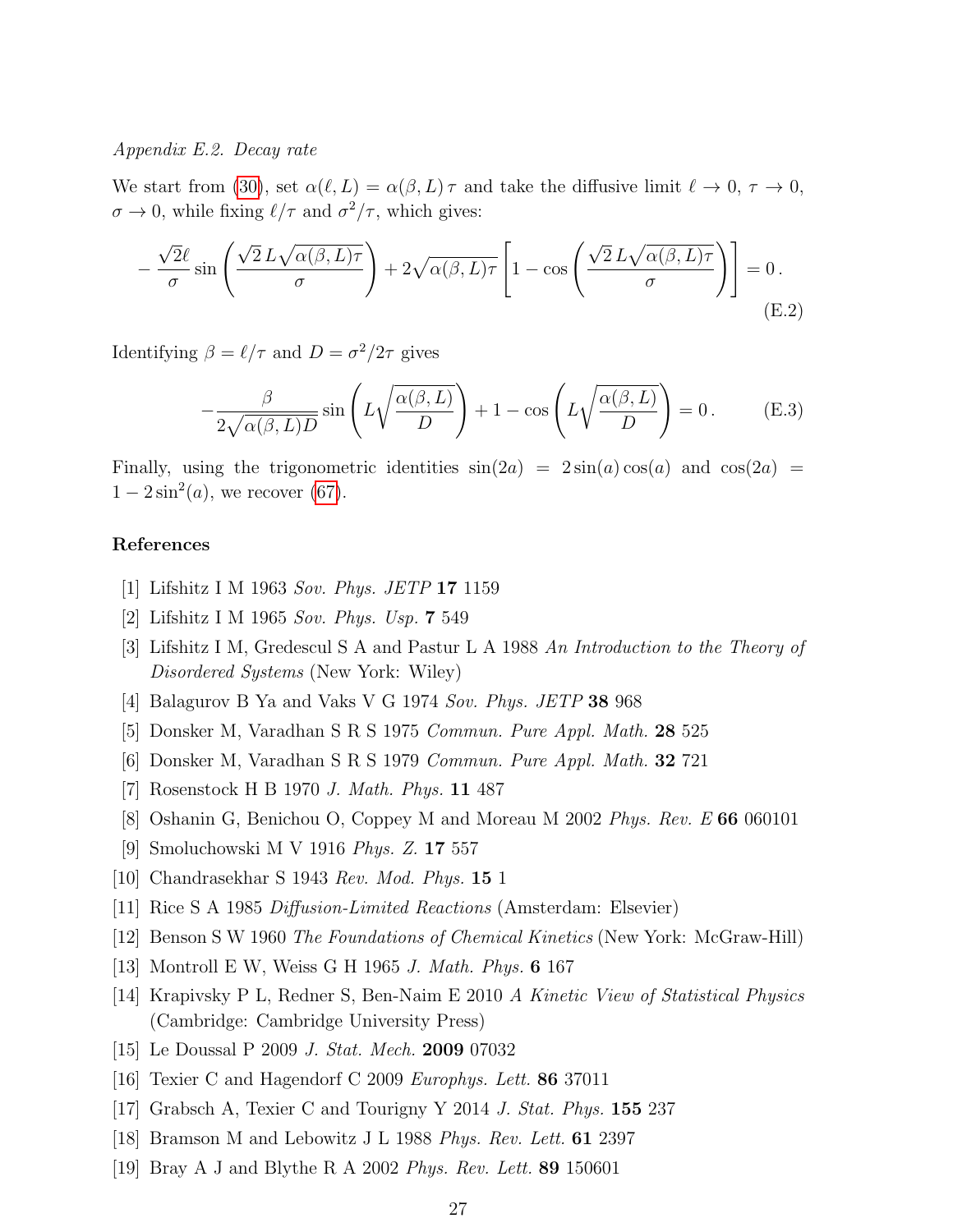*Appendix E.2. Decay rate*

We start from (30), set $\alpha(\ell, L) = \alpha(\beta, L)\,\tau$ and take the diffusive limit $\ell \to 0$, $\tau \to 0$, $\sigma \to 0$, while fixing $\ell/\tau$ and $\sigma^2/\tau$, which gives:

$$-\frac{\sqrt{2}\ell}{\sigma}\sin\left(\frac{\sqrt{2}\,L\sqrt{\alpha(\beta,L)\tau}}{\sigma}\right) + 2\sqrt{\alpha(\beta,L)\tau}\left[1-\cos\left(\frac{\sqrt{2}\,L\sqrt{\alpha(\beta,L)\tau}}{\sigma}\right)\right] = 0\,. \tag{E.2}$$

Identifying $\beta = \ell/\tau$ and $D = \sigma^2/2\tau$ gives

$$-\frac{\beta}{2\sqrt{\alpha(\beta,L)D}}\sin\left(L\sqrt{\frac{\alpha(\beta,L)}{D}}\right) + 1 - \cos\left(L\sqrt{\frac{\alpha(\beta,L)}{D}}\right) = 0\,. \tag{E.3}$$

Finally, using the trigonometric identities $\sin(2a) = 2\sin(a)\cos(a)$ and $\cos(2a) = 1 - 2\sin^2(a)$, we recover (67).

## References

[1] Lifshitz I M 1963 *Sov. Phys. JETP* **17** 1159

[2] Lifshitz I M 1965 *Sov. Phys. Usp.* **7** 549

[3] Lifshitz I M, Gredescul S A and Pastur L A 1988 *An Introduction to the Theory of Disordered Systems* (New York: Wiley)

[4] Balagurov B Ya and Vaks V G 1974 *Sov. Phys. JETP* **38** 968

[5] Donsker M, Varadhan S R S 1975 *Commun. Pure Appl. Math.* **28** 525

[6] Donsker M, Varadhan S R S 1979 *Commun. Pure Appl. Math.* **32** 721

[7] Rosenstock H B 1970 *J. Math. Phys.* **11** 487

[8] Oshanin G, Benichou O, Coppey M and Moreau M 2002 *Phys. Rev. E* **66** 060101

[9] Smoluchowski M V 1916 *Phys. Z.* **17** 557

[10] Chandrasekhar S 1943 *Rev. Mod. Phys.* **15** 1

[11] Rice S A 1985 *Diffusion-Limited Reactions* (Amsterdam: Elsevier)

[12] Benson S W 1960 *The Foundations of Chemical Kinetics* (New York: McGraw-Hill)

[13] Montroll E W, Weiss G H 1965 *J. Math. Phys.* **6** 167

[14] Krapivsky P L, Redner S, Ben-Naim E 2010 *A Kinetic View of Statistical Physics* (Cambridge: Cambridge University Press)

[15] Le Doussal P 2009 *J. Stat. Mech.* **2009** 07032

[16] Texier C and Hagendorf C 2009 *Europhys. Lett.* **86** 37011

[17] Grabsch A, Texier C and Tourigny Y 2014 *J. Stat. Phys.* **155** 237

[18] Bramson M and Lebowitz J L 1988 *Phys. Rev. Lett.* **61** 2397

[19] Bray A J and Blythe R A 2002 *Phys. Rev. Lett.* **89** 150601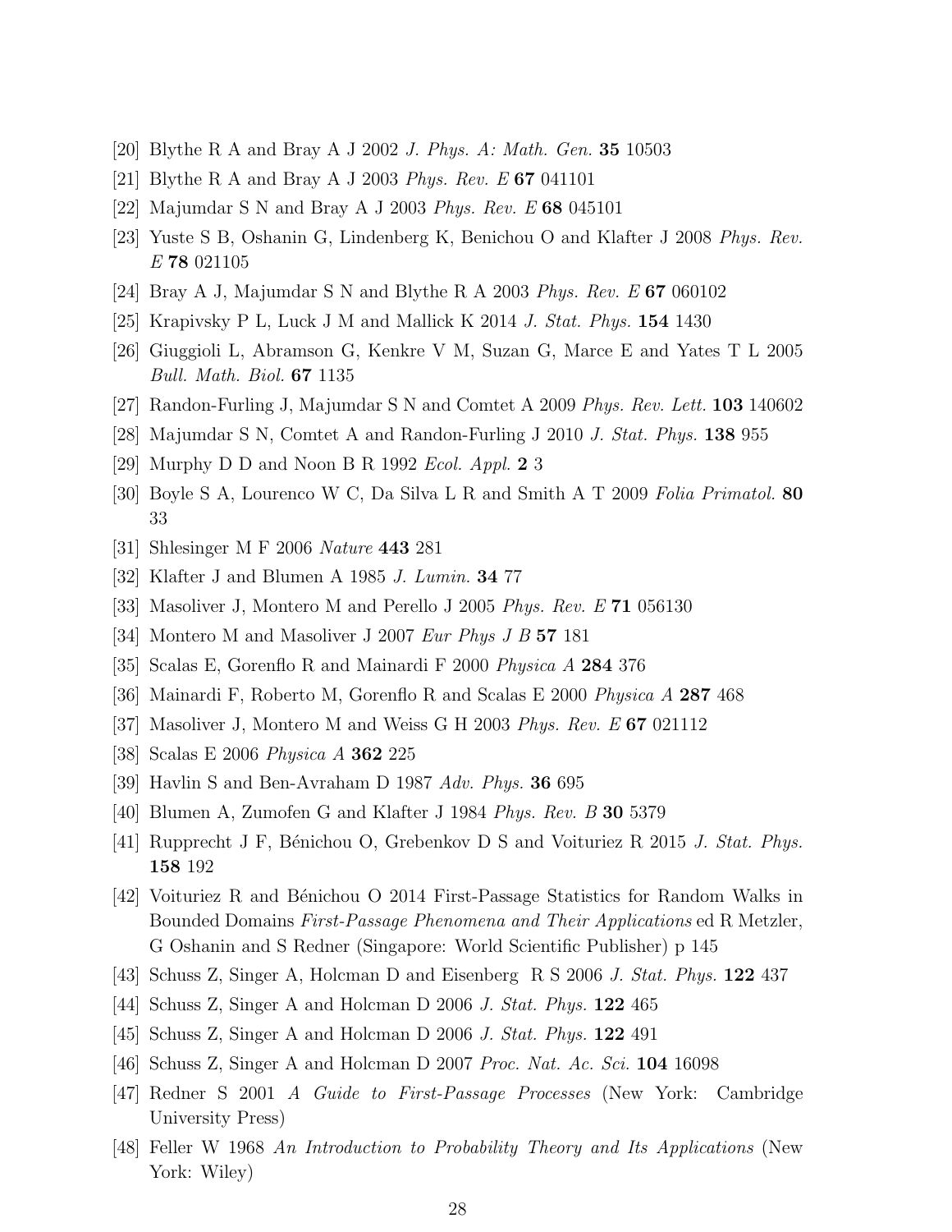[20] Blythe R A and Bray A J 2002 *J. Phys. A: Math. Gen.* **35** 10503

[21] Blythe R A and Bray A J 2003 *Phys. Rev. E* **67** 041101

[22] Majumdar S N and Bray A J 2003 *Phys. Rev. E* **68** 045101

[23] Yuste S B, Oshanin G, Lindenberg K, Benichou O and Klafter J 2008 *Phys. Rev. E* **78** 021105

[24] Bray A J, Majumdar S N and Blythe R A 2003 *Phys. Rev. E* **67** 060102

[25] Krapivsky P L, Luck J M and Mallick K 2014 *J. Stat. Phys.* **154** 1430

[26] Giuggioli L, Abramson G, Kenkre V M, Suzan G, Marce E and Yates T L 2005 *Bull. Math. Biol.* **67** 1135

[27] Randon-Furling J, Majumdar S N and Comtet A 2009 *Phys. Rev. Lett.* **103** 140602

[28] Majumdar S N, Comtet A and Randon-Furling J 2010 *J. Stat. Phys.* **138** 955

[29] Murphy D D and Noon B R 1992 *Ecol. Appl.* **2** 3

[30] Boyle S A, Lourenco W C, Da Silva L R and Smith A T 2009 *Folia Primatol.* **80** 33

[31] Shlesinger M F 2006 *Nature* **443** 281

[32] Klafter J and Blumen A 1985 *J. Lumin.* **34** 77

[33] Masoliver J, Montero M and Perello J 2005 *Phys. Rev. E* **71** 056130

[34] Montero M and Masoliver J 2007 *Eur Phys J B* **57** 181

[35] Scalas E, Gorenflo R and Mainardi F 2000 *Physica A* **284** 376

[36] Mainardi F, Roberto M, Gorenflo R and Scalas E 2000 *Physica A* **287** 468

[37] Masoliver J, Montero M and Weiss G H 2003 *Phys. Rev. E* **67** 021112

[38] Scalas E 2006 *Physica A* **362** 225

[39] Havlin S and Ben-Avraham D 1987 *Adv. Phys.* **36** 695

[40] Blumen A, Zumofen G and Klafter J 1984 *Phys. Rev. B* **30** 5379

[41] Rupprecht J F, Bénichou O, Grebenkov D S and Voituriez R 2015 *J. Stat. Phys.* **158** 192

[42] Voituriez R and Bénichou O 2014 First-Passage Statistics for Random Walks in Bounded Domains *First-Passage Phenomena and Their Applications* ed R Metzler, G Oshanin and S Redner (Singapore: World Scientific Publisher) p 145

[43] Schuss Z, Singer A, Holcman D and Eisenberg R S 2006 *J. Stat. Phys.* **122** 437

[44] Schuss Z, Singer A and Holcman D 2006 *J. Stat. Phys.* **122** 465

[45] Schuss Z, Singer A and Holcman D 2006 *J. Stat. Phys.* **122** 491

[46] Schuss Z, Singer A and Holcman D 2007 *Proc. Nat. Ac. Sci.* **104** 16098

[47] Redner S 2001 *A Guide to First-Passage Processes* (New York: Cambridge University Press)

[48] Feller W 1968 *An Introduction to Probability Theory and Its Applications* (New York: Wiley)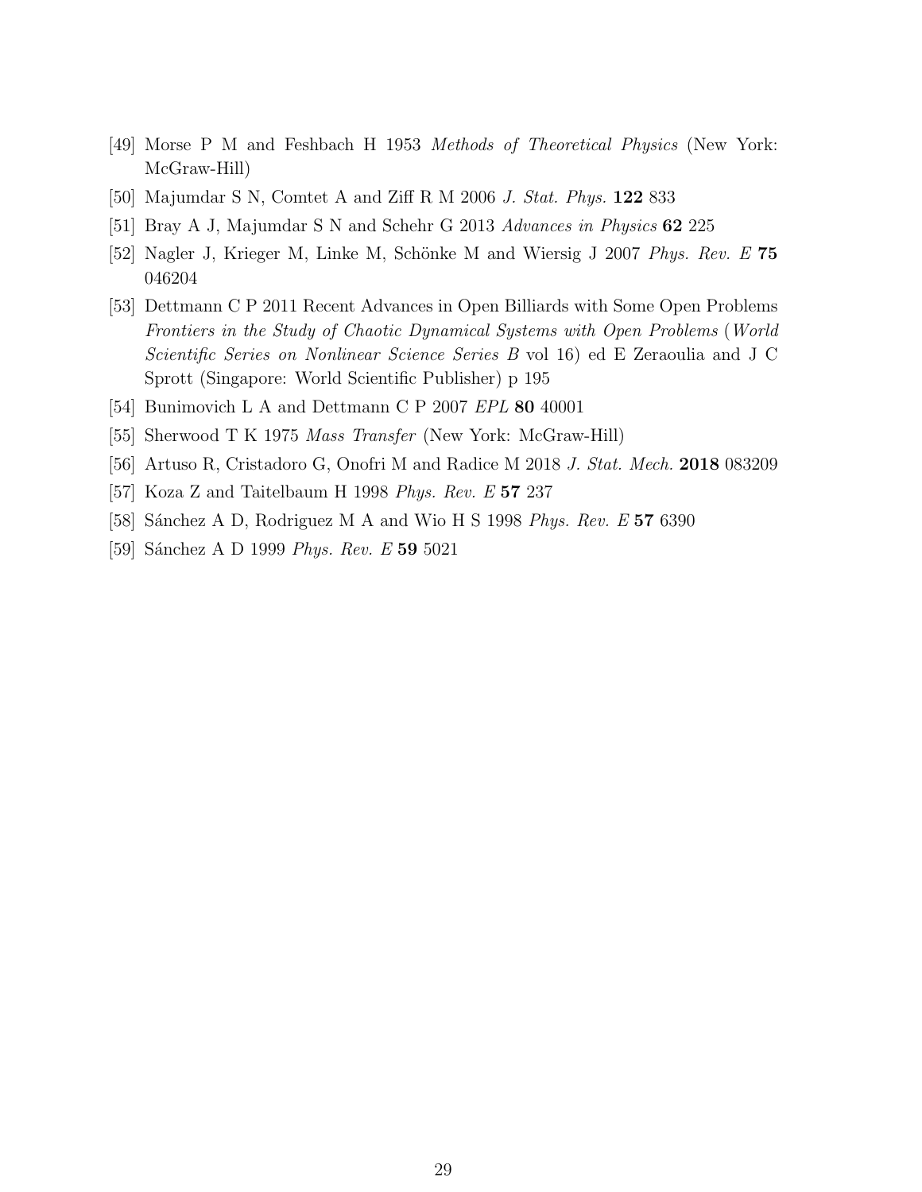[49] Morse P M and Feshbach H 1953 *Methods of Theoretical Physics* (New York: McGraw-Hill)

[50] Majumdar S N, Comtet A and Ziff R M 2006 *J. Stat. Phys.* **122** 833

[51] Bray A J, Majumdar S N and Schehr G 2013 *Advances in Physics* **62** 225

[52] Nagler J, Krieger M, Linke M, Schönke M and Wiersig J 2007 *Phys. Rev. E* **75** 046204

[53] Dettmann C P 2011 Recent Advances in Open Billiards with Some Open Problems *Frontiers in the Study of Chaotic Dynamical Systems with Open Problems* (*World Scientific Series on Nonlinear Science Series B* vol 16) ed E Zeraoulia and J C Sprott (Singapore: World Scientific Publisher) p 195

[54] Bunimovich L A and Dettmann C P 2007 *EPL* **80** 40001

[55] Sherwood T K 1975 *Mass Transfer* (New York: McGraw-Hill)

[56] Artuso R, Cristadoro G, Onofri M and Radice M 2018 *J. Stat. Mech.* **2018** 083209

[57] Koza Z and Taitelbaum H 1998 *Phys. Rev. E* **57** 237

[58] Sánchez A D, Rodriguez M A and Wio H S 1998 *Phys. Rev. E* **57** 6390

[59] Sánchez A D 1999 *Phys. Rev. E* **59** 5021